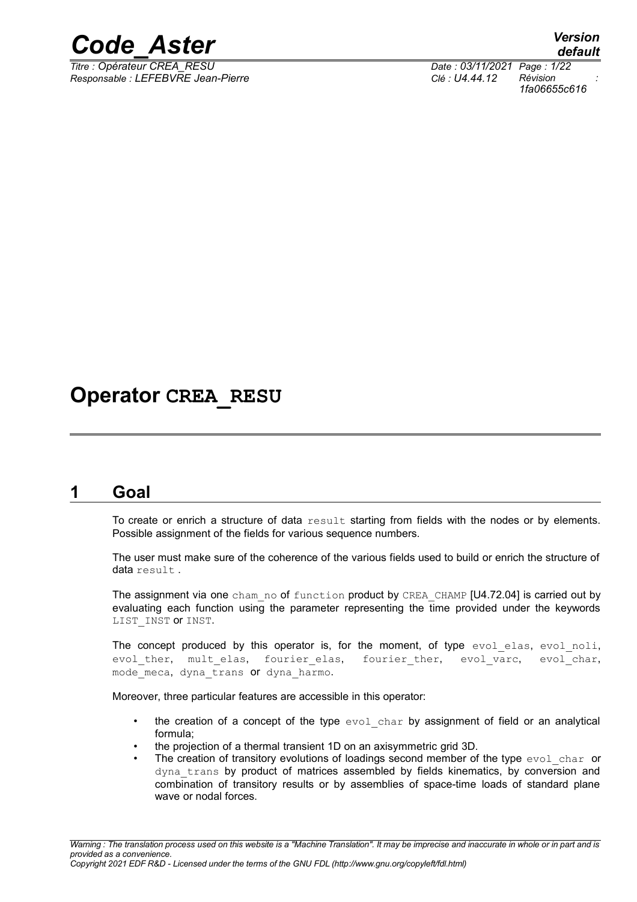# Operator CREA_RESU

## 1 Goal

To create or enrich a structure of data result starting from fields with the nodes or by elements. Possible assignment of the fields for various sequence numbers.

The user must make sure of the coherence of the various fields used to build or enrich the structure of data result .

The assignment via one cham_no of function product by CREA_CHAMP [U4.72.04] is carried out by evaluating each function using the parameter representing the time provided under the keywords LIST_INST or INST.

The concept produced by this operator is, for the moment, of type evol_elas, evol_noli, evol_ther, mult_elas, fourier_elas, fourier_ther, evol_varc, evol_char, mode_meca, dyna_trans or dyna_harmo.

Moreover, three particular features are accessible in this operator:

- the creation of a concept of the type evol_char by assignment of field or an analytical formula;
- the projection of a thermal transient 1D on an axisymmetric grid 3D.
- The creation of transitory evolutions of loadings second member of the type evol_char or dyna_trans by product of matrices assembled by fields kinematics, by conversion and combination of transitory results or by assemblies of space-time loads of standard plane wave or nodal forces.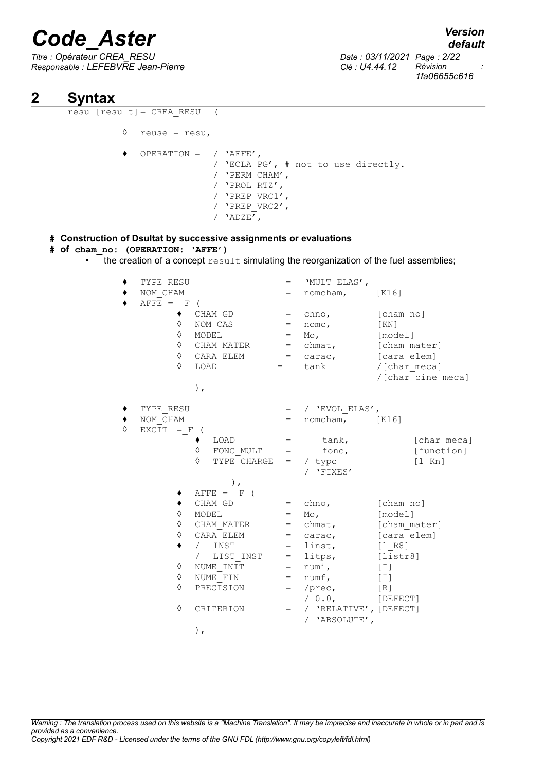# 2 Syntax

```
resu [result]= CREA_RESU  (

          ◊  reuse = resu,

          ♦  OPERATION =  / 'AFFE',
                          / 'ECLA_PG', # not to use directly.
                          / 'PERM_CHAM',
                          / 'PROL_RTZ',
                          / 'PREP_VRC1',
                          / 'PREP_VRC2',
                          / 'ADZE',
```

**# Construction of Dsultat by successive assignments or evaluations**
**# of cham_no: (OPERATION: 'AFFE')**

- the creation of a concept `result` simulating the reorganization of the fuel assemblies;

```
          ♦  TYPE_RESU                 =  'MULT_ELAS',
          ♦  NOM_CHAM                  =  nomcham,      [K16]
          ♦  AFFE = _F (
                 ♦  CHAM_GD            =  chno,         [cham_no]
                 ◊  NOM_CAS            =  nomc,         [KN]
                 ◊  MODEL              =  Mo,           [model]
                 ◊  CHAM_MATER         =  chmat,        [cham_mater]
                 ◊  CARA_ELEM          =  carac,        [cara_elem]
                 ◊  LOAD             =    tank          /[char_meca]
                                                        /[char_cine_meca]
                    ),

          ♦  TYPE_RESU                 =  / 'EVOL_ELAS',
          ♦  NOM_CHAM                  =  nomcham,      [K16]
          ◊  EXCIT  = _F (
                    ♦  LOAD            =     tank,            [char_meca]
                    ◊  FONC_MULT       =     fonc,            [function]
                    ◊  TYPE_CHARGE     =  / typc              [l_Kn]
                                          / 'FIXES'
                          ),
                 ♦  AFFE = _F (
                 ♦  CHAM_GD            =  chno,         [cham_no]
                 ◊  MODEL              =  Mo,           [model]
                 ◊  CHAM_MATER         =  chmat,        [cham_mater]
                 ◊  CARA_ELEM          =  carac,        [cara_elem]
                 ♦  /  INST            =  linst,        [l_R8]
                    /  LIST_INST       =  litps,        [listr8]
                 ◊  NUME_INIT          =  numi,         [I]
                 ◊  NUME_FIN           =  numf,         [I]
                 ◊  PRECISION          =  /prec,        [R]
                                          / 0.0,        [DEFECT]
                 ◊  CRITERION          =  / 'RELATIVE', [DEFECT]
                                          / 'ABSOLUTE',
                    ),
```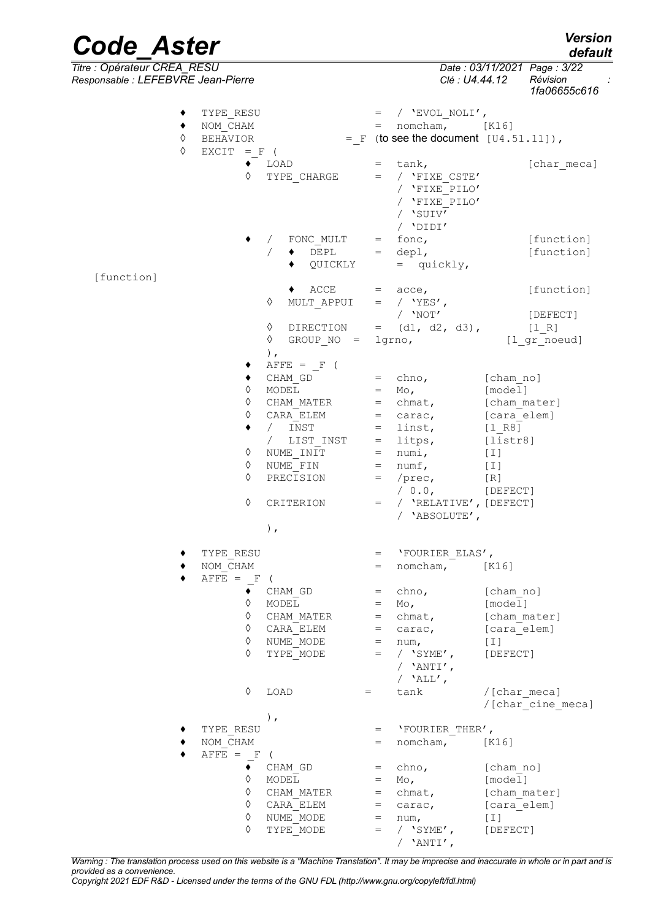```
    ♦  TYPE_RESU                    =  / 'EVOL_NOLI',
    ♦  NOM_CHAM                     =  nomcham,         [K16]
    ◊  BEHAVIOR                     =_F (to see the document  [U4.51.11]),
    ◊  EXCIT  =_F (
            ♦  LOAD                 =  tank,                 [char_meca]
            ◊  TYPE_CHARGE          =  / 'FIXE_CSTE'
                                       / 'FIXE_PILO'
                                       / 'FIXE_PILO'
                                       / 'SUIV'
                                       / 'DIDI'
            ♦  /  FONC_MULT         =  fonc,                 [function]
               /  ♦  DEPL           =  depl,                 [function]
                  ♦  QUICKLY          =  quickly,
[function]
                  ♦  ACCE           =  acce,                 [function]
            ◊  MULT_APPUI           =  / 'YES',
                                       / 'NOT'               [DEFECT]
            ◊  DIRECTION            =  (d1, d2, d3),         [l_R]
            ◊  GROUP_NO  =  lgrno,                        [l_gr_noeud]
               ),
            ♦  AFFE = _F (
            ♦  CHAM_GD              =  chno,          [cham_no]
            ◊  MODEL                =  Mo,            [model]
            ◊  CHAM_MATER           =  chmat,         [cham_mater]
            ◊  CARA_ELEM            =  carac,         [cara_elem]
            ♦  /  INST              =  linst,         [l_R8]
               /  LIST_INST         =  litps,         [listr8]
            ◊  NUME_INIT            =  numi,          [I]
            ◊  NUME_FIN             =  numf,          [I]
            ◊  PRECISION            =  /prec,         [R]
                                       / 0.0,         [DEFECT]
            ◊  CRITERION            =  / 'RELATIVE', [DEFECT]
                                       / 'ABSOLUTE',
               ),

    ♦  TYPE_RESU                    =  'FOURIER_ELAS',
    ♦  NOM_CHAM                     =  nomcham,       [K16]
    ♦  AFFE = _F (
            ♦  CHAM_GD              =  chno,          [cham_no]
            ◊  MODEL                =  Mo,            [model]
            ◊  CHAM_MATER           =  chmat,         [cham_mater]
            ◊  CARA_ELEM            =  carac,         [cara_elem]
            ◊  NUME_MODE            =  num,           [I]
            ◊  TYPE_MODE            =  / 'SYME',      [DEFECT]
                                       / 'ANTI',
                                       / 'ALL',
            ◊  LOAD           =        tank           /[char_meca]
                                                      /[char_cine_meca]
               ),
    ♦  TYPE_RESU                    =  'FOURIER_THER',
    ♦  NOM_CHAM                     =  nomcham,       [K16]
    ♦  AFFE = _F (
            ♦  CHAM_GD              =  chno,          [cham_no]
            ◊  MODEL                =  Mo,            [model]
            ◊  CHAM_MATER           =  chmat,         [cham_mater]
            ◊  CARA_ELEM            =  carac,         [cara_elem]
            ◊  NUME_MODE            =  num,           [I]
            ◊  TYPE_MODE            =  / 'SYME',      [DEFECT]
                                       / 'ANTI',
```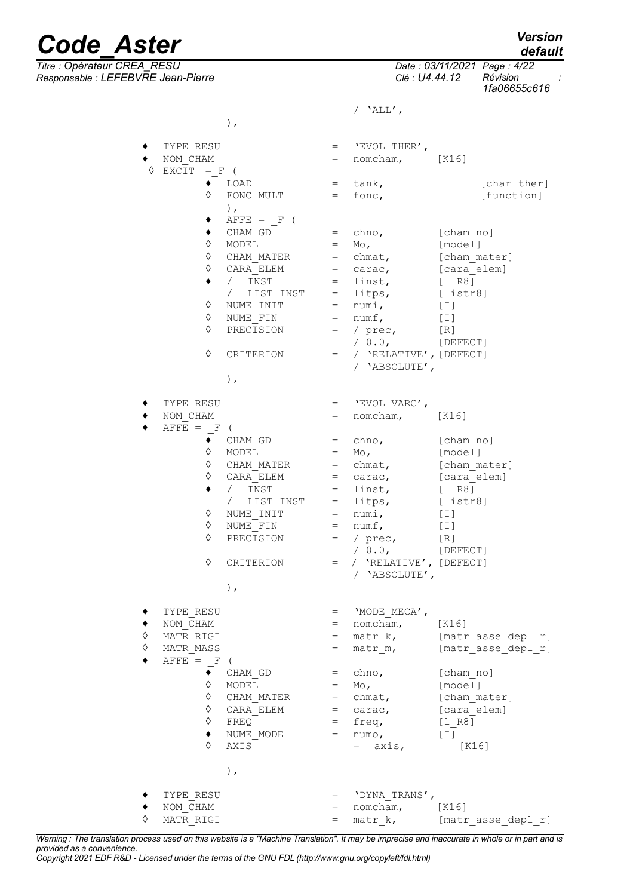```
                                          / 'ALL',
                    ),

 ♦   TYPE_RESU                       =   'EVOL_THER',
 ♦   NOM_CHAM                        =   nomcham,       [K16]
 ◊   EXCIT  = _F (
         ♦   LOAD                    =   tank,                 [char_ther]
         ◊   FONC_MULT               =   fonc,                 [function]
             ),
         ♦   AFFE = _F (
         ♦   CHAM_GD                 =   chno,          [cham_no]
         ◊   MODEL                   =   Mo,            [model]
         ◊   CHAM_MATER              =   chmat,         [cham_mater]
         ◊   CARA_ELEM               =   carac,         [cara_elem]
         ♦   /  INST                 =   linst,         [l_R8]
             /  LIST_INST            =   litps,         [listr8]
         ◊   NUME_INIT               =   numi,          [I]
         ◊   NUME_FIN                =   numf,          [I]
         ◊   PRECISION               =   / prec,        [R]
                                         / 0.0,         [DEFECT]
         ◊   CRITERION               =   / 'RELATIVE', [DEFECT]
                                         / 'ABSOLUTE',
             ),

 ♦   TYPE_RESU                       =   'EVOL_VARC',
 ♦   NOM_CHAM                        =   nomcham,       [K16]
 ♦   AFFE = _F (
         ♦   CHAM_GD                 =   chno,          [cham_no]
         ◊   MODEL                   =   Mo,            [model]
         ◊   CHAM_MATER              =   chmat,         [cham_mater]
         ◊   CARA_ELEM               =   carac,         [cara_elem]
         ♦   /  INST                 =   linst,         [l_R8]
             /  LIST_INST            =   litps,         [listr8]
         ◊   NUME_INIT               =   numi,          [I]
         ◊   NUME_FIN                =   numf,          [I]
         ◊   PRECISION               =   / prec,        [R]
                                         / 0.0,         [DEFECT]
         ◊   CRITERION               =   / 'RELATIVE', [DEFECT]
                                         / 'ABSOLUTE',
             ),

 ♦   TYPE_RESU                       =   'MODE_MECA',
 ♦   NOM_CHAM                        =   nomcham,       [K16]
 ◊   MATR_RIGI                       =   matr_k,        [matr_asse_depl_r]
 ◊   MATR_MASS                       =   matr_m,        [matr_asse_depl_r]
 ♦   AFFE = _F (
         ♦   CHAM_GD                 =   chno,          [cham_no]
         ◊   MODEL                   =   Mo,            [model]
         ◊   CHAM_MATER              =   chmat,         [cham_mater]
         ◊   CARA_ELEM               =   carac,         [cara_elem]
         ◊   FREQ                    =   freq,          [l_R8]
         ♦   NUME_MODE               =   numo,          [I]
         ◊   AXIS                        =  axis,          [K16]

             ),

 ♦   TYPE_RESU                       =   'DYNA_TRANS',
 ♦   NOM_CHAM                        =   nomcham,       [K16]
 ◊   MATR_RIGI                       =   matr_k,        [matr_asse_depl_r]
```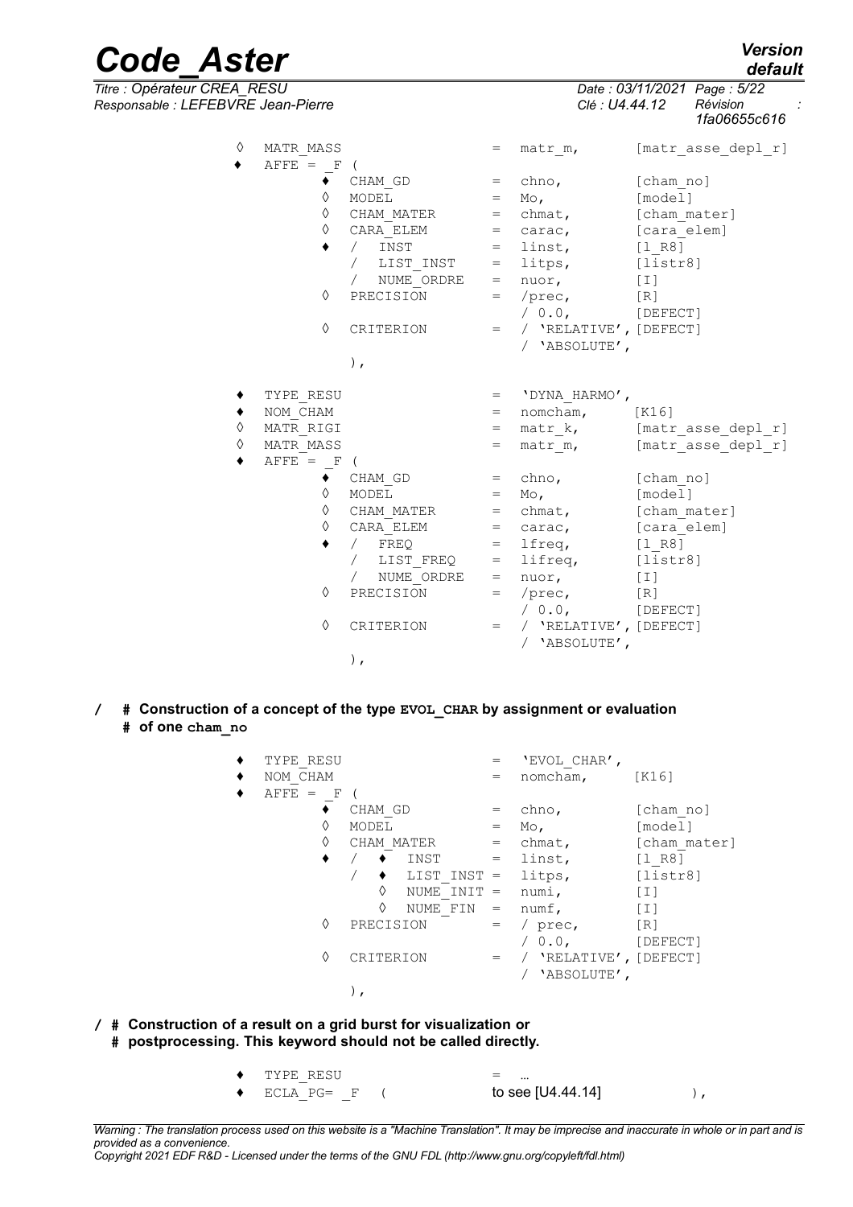```
◊  MATR_MASS                    =  matr_m,       [matr_asse_depl_r]
♦  AFFE = _F (
        ♦  CHAM_GD              =  chno,         [cham_no]
        ◊  MODEL                =  Mo,           [model]
        ◊  CHAM_MATER           =  chmat,        [cham_mater]
        ◊  CARA_ELEM            =  carac,        [cara_elem]
        ♦  /  INST              =  linst,        [l_R8]
           /  LIST_INST         =  litps,        [listr8]
           /  NUME_ORDRE        =  nuor,         [I]
        ◊  PRECISION            =  /prec,        [R]
                                   / 0.0,        [DEFECT]
        ◊  CRITERION            =  / 'RELATIVE', [DEFECT]
                                   / 'ABSOLUTE',
        ),

♦  TYPE_RESU                    =  'DYNA_HARMO',
♦  NOM_CHAM                     =  nomcham,      [K16]
◊  MATR_RIGI                    =  matr_k,       [matr_asse_depl_r]
◊  MATR_MASS                    =  matr_m,       [matr_asse_depl_r]
♦  AFFE = _F (
        ♦  CHAM_GD              =  chno,         [cham_no]
        ◊  MODEL                =  Mo,           [model]
        ◊  CHAM_MATER           =  chmat,        [cham_mater]
        ◊  CARA_ELEM            =  carac,        [cara_elem]
        ♦  /  FREQ              =  lfreq,        [l_R8]
           /  LIST_FREQ         =  lifreq,       [listr8]
           /  NUME_ORDRE        =  nuor,         [I]
        ◊  PRECISION            =  /prec,        [R]
                                   / 0.0,        [DEFECT]
        ◊  CRITERION            =  / 'RELATIVE', [DEFECT]
                                   / 'ABSOLUTE',
        ),
```

**/ # Construction of a concept of the type EVOL_CHAR by assignment or evaluation # of one cham_no**

```
♦  TYPE_RESU                    =  'EVOL_CHAR',
♦  NOM_CHAM                     =  nomcham,      [K16]
♦  AFFE = _F (
        ♦  CHAM_GD              =  chno,         [cham_no]
        ◊  MODEL                =  Mo,           [model]
        ◊  CHAM_MATER           =  chmat,        [cham_mater]
        ♦  /  ♦  INST           =  linst,        [l_R8]
           /  ♦  LIST_INST      =  litps,        [listr8]
              ◊  NUME_INIT      =  numi,         [I]
              ◊  NUME_FIN       =  numf,         [I]
        ◊  PRECISION            =  / prec,       [R]
                                   / 0.0,        [DEFECT]
        ◊  CRITERION            =  / 'RELATIVE', [DEFECT]
                                   / 'ABSOLUTE',
        ),
```

**/ # Construction of a result on a grid burst for visualization or # postprocessing. This keyword should not be called directly.**

```
♦  TYPE_RESU          =  …
♦  ECLA_PG= _F  (        to see [U4.44.14]        ),
```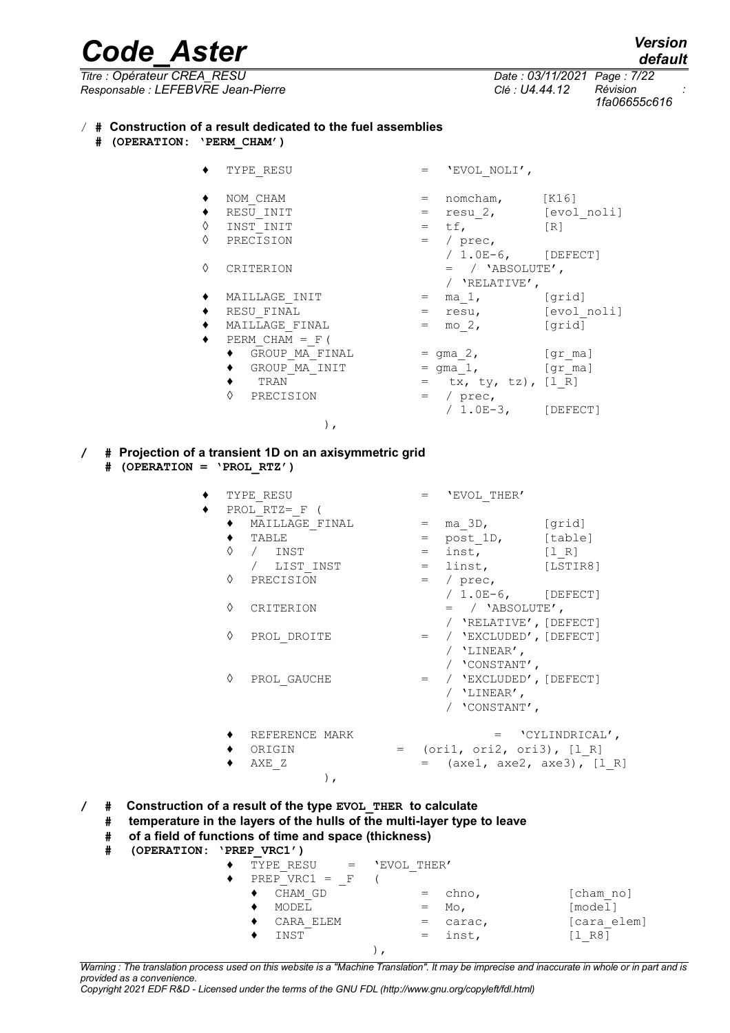/ **# Construction of a result dedicated to the fuel assemblies**
**# (OPERATION: 'PERM_CHAM')**

```
♦   TYPE_RESU               =   'EVOL_NOLI',

♦   NOM_CHAM                =   nomcham,      [K16]
♦   RESU_INIT               =   resu_2,       [evol_noli]
◊   INST_INIT               =   tf,           [R]
◊   PRECISION               =   / prec,
                                / 1.0E-6,     [DEFECT]
◊   CRITERION                   =  / 'ABSOLUTE',
                                / 'RELATIVE',
♦   MAILLAGE_INIT           =   ma_1,         [grid]
♦   RESU_FINAL              =   resu,         [evol_noli]
♦   MAILLAGE_FINAL          =   mo_2,         [grid]
♦   PERM_CHAM = _F (
    ♦  GROUP_MA_FINAL       = gma_2,          [gr_ma]
    ♦  GROUP_MA_INIT        = gma_1,          [gr_ma]
    ♦   TRAN                =   tx, ty, tz), [l_R]
    ◊  PRECISION            =   / prec,
                                / 1.0E-3,     [DEFECT]
                   ),
```

**/ # Projection of a transient 1D on an axisymmetric grid**
**# (OPERATION = 'PROL_RTZ')**

```
♦   TYPE_RESU               =   'EVOL_THER'
♦   PROL_RTZ=_F (
    ♦  MAILLAGE_FINAL       =   ma_3D,        [grid]
    ♦  TABLE                =   post_1D,      [table]
    ◊  /  INST              =   inst,         [l_R]
       /  LIST_INST         =   linst,        [LSTIR8]
    ◊  PRECISION            =   / prec,
                                / 1.0E-6,     [DEFECT]
    ◊  CRITERION                =  / 'ABSOLUTE',
                                / 'RELATIVE', [DEFECT]
    ◊  PROL_DROITE          =   / 'EXCLUDED', [DEFECT]
                                / 'LINEAR',
                                / 'CONSTANT',
    ◊  PROL_GAUCHE          =   / 'EXCLUDED', [DEFECT]
                                / 'LINEAR',
                                / 'CONSTANT',

    ♦  REFERENCE MARK                  =   'CYLINDRICAL',
    ♦  ORIGIN              =   (ori1, ori2, ori3), [l_R]
    ♦  AXE_Z                   =   (axe1, axe2, axe3), [l_R]
                   ),
```

**/ # Construction of a result of the type EVOL_THER to calculate**
**# temperature in the layers of the hulls of the multi-layer type to leave**
**# of a field of functions of time and space (thickness)**
**# (OPERATION: 'PREP_VRC1')**

```
♦  TYPE_RESU    =   'EVOL_THER'
♦  PREP_VRC1 = _F   (
   ♦  CHAM_GD              =   chno,           [cham_no]
   ♦  MODEL                =   Mo,             [model]
   ♦  CARA_ELEM            =   carac,          [cara_elem]
   ♦  INST                 =   inst,           [l_R8]
                        ),
```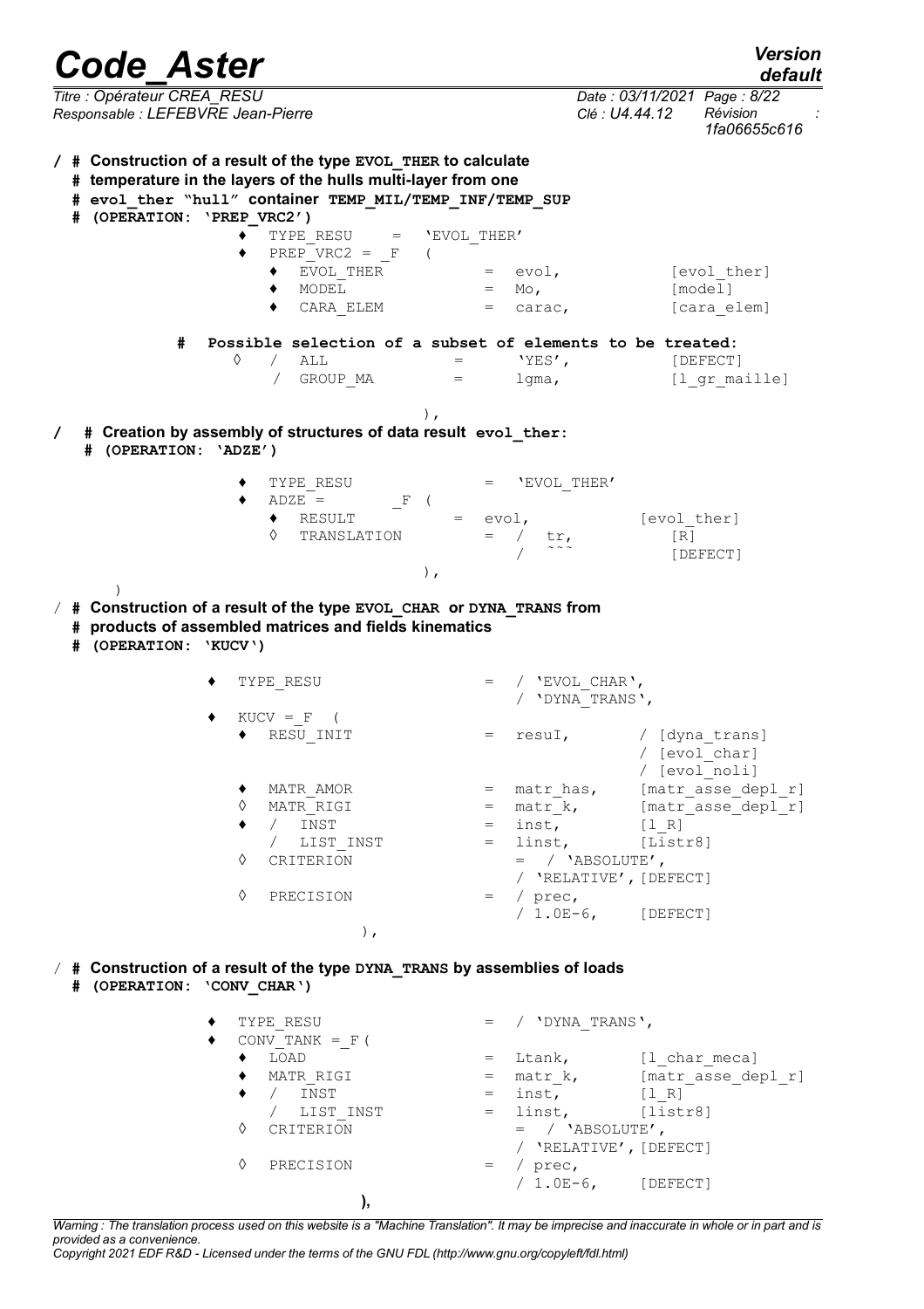```
/ # Construction of a result of the type EVOL_THER to calculate
  # temperature in the layers of the hulls multi-layer from one
  # evol_ther "hull" container TEMP_MIL/TEMP_INF/TEMP_SUP
  # (OPERATION: 'PREP_VRC2')
              ♦  TYPE_RESU    =   'EVOL_THER'
              ♦  PREP_VRC2 = _F  (
                 ♦  EVOL_THER         =  evol,              [evol_ther]
                 ♦  MODEL             =  Mo,                [model]
                 ♦  CARA_ELEM         =  carac,             [cara_elem]

          #  Possible selection of a subset of elements to be treated:
              ◊   /  ALL              =      'YES',         [DEFECT]
                  /  GROUP_MA         =      lgma,          [l_gr_maille]

                                  ),
/   # Creation by assembly of structures of data result evol_ther:
    # (OPERATION: 'ADZE')

              ♦  TYPE_RESU                =   'EVOL_THER'
              ♦  ADZE =         _F (
                 ♦  RESULT            =  evol,              [evol_ther]
                 ◊  TRANSLATION       =  /  tr,               [R]
                                         /  ~~~              [DEFECT]
                                  ),
      )
/ # Construction of a result of the type EVOL_CHAR or DYNA_TRANS from
  # products of assembled matrices and fields kinematics
  # (OPERATION: 'KUCV')

            ♦   TYPE_RESU                 =  / 'EVOL_CHAR',
                                             / 'DYNA_TRANS',
            ♦   KUCV =_F  (
                ♦  RESU_INIT              =  resuI,        / [dyna_trans]
                                                           / [evol_char]
                                                           / [evol_noli]
                ♦  MATR_AMOR              =  matr_has,     [matr_asse_depl_r]
                ◊  MATR_RIGI              =  matr_k,       [matr_asse_depl_r]
                ♦  /  INST                =  inst,         [l_R]
                   /  LIST_INST           =  linst,        [Listr8]
                ◊  CRITERION                 =  / 'ABSOLUTE',
                                             / 'RELATIVE', [DEFECT]
                ◊  PRECISION              =  / prec,
                                             / 1.0E-6,     [DEFECT]
                          ),

/ # Construction of a result of the type DYNA_TRANS by assemblies of loads
  # (OPERATION: 'CONV_CHAR')

            ♦   TYPE_RESU                 =  / 'DYNA_TRANS',
            ♦   CONV_TANK =_F(
                ♦  LOAD                   =  Ltank,        [l_char_meca]
                ♦  MATR_RIGI              =  matr_k,       [matr_asse_depl_r]
                ♦  /  INST                =  inst,         [l_R]
                   /  LIST_INST           =  linst,        [listr8]
                ◊  CRITERION                 =  / 'ABSOLUTE',
                                             / 'RELATIVE', [DEFECT]
                ◊  PRECISION              =  / prec,
                                             / 1.0E-6,     [DEFECT]
                          ),
```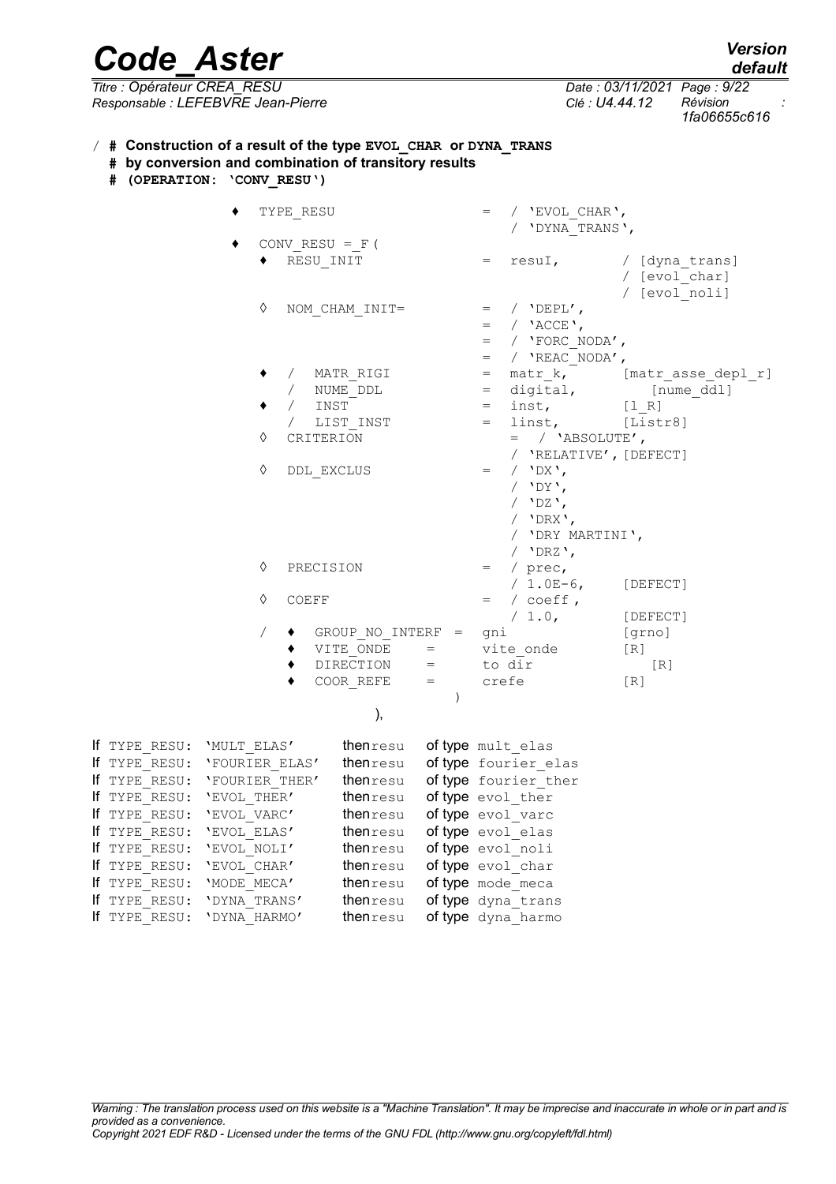/ **# Construction of a result of the type EVOL_CHAR or DYNA_TRANS**
**# by conversion and combination of transitory results**
**# (OPERATION: 'CONV_RESU')**

```
♦ TYPE_RESU                 = / 'EVOL_CHAR',
                              / 'DYNA_TRANS',
♦ CONV_RESU = F (
   ♦ RESU_INIT              = resuI,        / [dyna_trans]
                                            / [evol_char]
                                            / [evol_noli]
   ◊ NOM_CHAM_INIT=         = / 'DEPL',
                            = / 'ACCE',
                            = / 'FORC_NODA',
                            = / 'REAC_NODA',
   ♦ / MATR_RIGI            = matr_k,       [matr_asse_depl_r]
     / NUME_DDL             = digital,         [nume_ddl]
   ♦ / INST                 = inst,         [l_R]
     / LIST_INST            = linst,        [Listr8]
   ◊ CRITERION                = / 'ABSOLUTE',
                              / 'RELATIVE', [DEFECT]
   ◊ DDL_EXCLUS             = / 'DX',
                              / 'DY',
                              / 'DZ',
                              / 'DRX',
                              / 'DRY MARTINI',
                              / 'DRZ',
   ◊ PRECISION              = / prec,
                              / 1.0E-6,     [DEFECT]
   ◊ COEFF                  = / coeff ,
                              / 1.0,        [DEFECT]
   / ♦ GROUP_NO_INTERF =   gni              [grno]
     ♦ VITE_ONDE      =    vite_onde        [R]
     ♦ DIRECTION      =    to dir              [R]
     ♦ COOR_REFE      =    crefe            [R]
                         )
                  ),
```

If `TYPE_RESU: 'MULT_ELAS'` then `resu` of type `mult_elas`
If `TYPE_RESU: 'FOURIER_ELAS'` then `resu` of type `fourier_elas`
If `TYPE_RESU: 'FOURIER_THER'` then `resu` of type `fourier_ther`
If `TYPE_RESU: 'EVOL_THER'` then `resu` of type `evol_ther`
If `TYPE_RESU: 'EVOL_VARC'` then `resu` of type `evol_varc`
If `TYPE_RESU: 'EVOL_ELAS'` then `resu` of type `evol_elas`
If `TYPE_RESU: 'EVOL_NOLI'` then `resu` of type `evol_noli`
If `TYPE_RESU: 'EVOL_CHAR'` then `resu` of type `evol_char`
If `TYPE_RESU: 'MODE_MECA'` then `resu` of type `mode_meca`
If `TYPE_RESU: 'DYNA_TRANS'` then `resu` of type `dyna_trans`
If `TYPE_RESU: 'DYNA_HARMO'` then `resu` of type `dyna_harmo`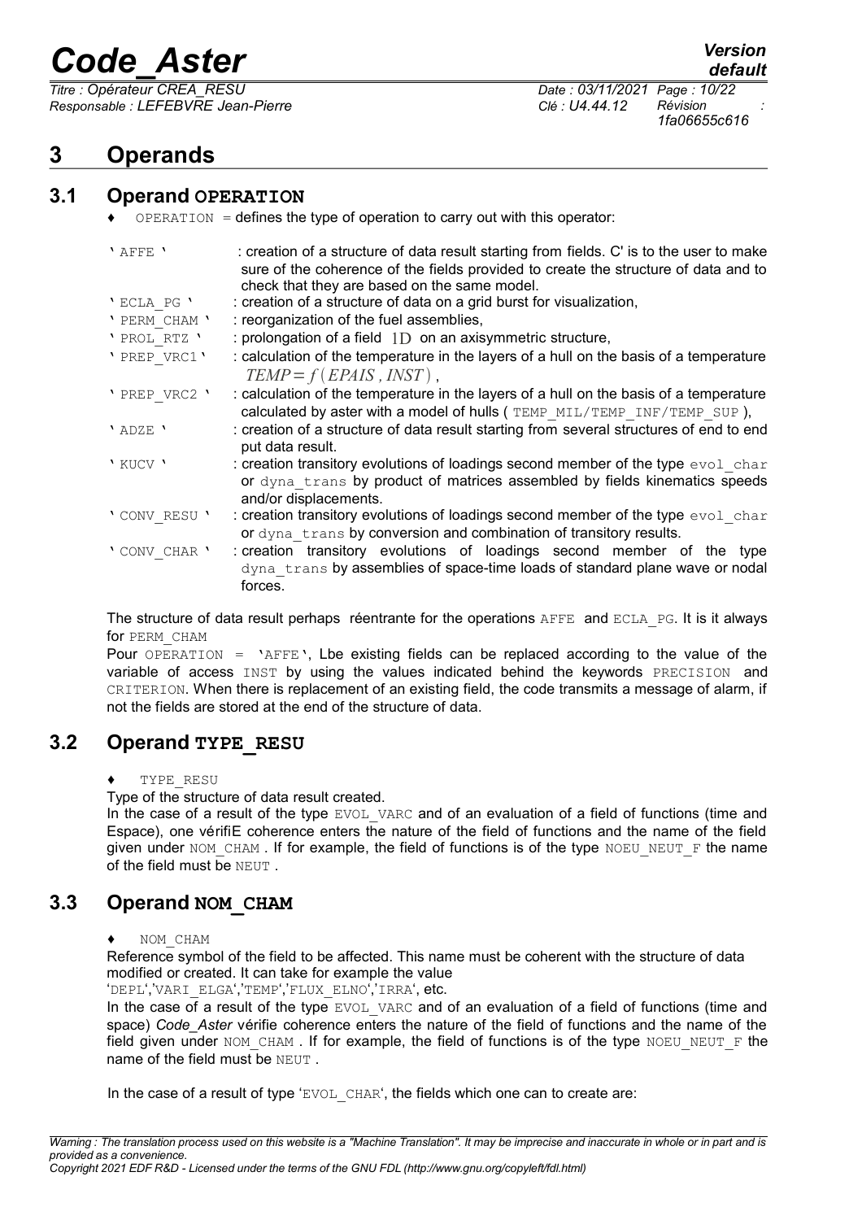# 3 Operands

## 3.1 Operand OPERATION

♦ OPERATION = defines the type of operation to carry out with this operator:

| | |
|---|---|
| 'AFFE' | : creation of a structure of data result starting from fields. C' is to the user to make sure of the coherence of the fields provided to create the structure of data and to check that they are based on the same model. |
| 'ECLA_PG' | : creation of a structure of data on a grid burst for visualization, |
| 'PERM_CHAM' | : reorganization of the fuel assemblies, |
| 'PROL_RTZ' | : prolongation of a field $1D$ on an axisymmetric structure, |
| 'PREP_VRC1' | : calculation of the temperature in the layers of a hull on the basis of a temperature $TEMP = f(EPAIS, INST)$, |
| 'PREP_VRC2' | : calculation of the temperature in the layers of a hull on the basis of a temperature calculated by aster with a model of hulls ( TEMP_MIL/TEMP_INF/TEMP_SUP ), |
| 'ADZE' | : creation of a structure of data result starting from several structures of end to end put data result. |
| 'KUCV' | : creation transitory evolutions of loadings second member of the type evol_char or dyna_trans by product of matrices assembled by fields kinematics speeds and/or displacements. |
| 'CONV_RESU' | : creation transitory evolutions of loadings second member of the type evol_char or dyna_trans by conversion and combination of transitory results. |
| 'CONV_CHAR' | : creation transitory evolutions of loadings second member of the type dyna_trans by assemblies of space-time loads of standard plane wave or nodal forces. |

The structure of data result perhaps réentrante for the operations AFFE and ECLA_PG. It is it always for PERM_CHAM

Pour OPERATION = 'AFFE', Lbe existing fields can be replaced according to the value of the variable of access INST by using the values indicated behind the keywords PRECISION and CRITERION. When there is replacement of an existing field, the code transmits a message of alarm, if not the fields are stored at the end of the structure of data.

## 3.2 Operand TYPE_RESU

♦ TYPE_RESU

Type of the structure of data result created.

In the case of a result of the type EVOL_VARC and of an evaluation of a field of functions (time and Espace), one vérifiE coherence enters the nature of the field of functions and the name of the field given under NOM_CHAM . If for example, the field of functions is of the type NOEU_NEUT_F the name of the field must be NEUT .

## 3.3 Operand NOM_CHAM

♦ NOM_CHAM

Reference symbol of the field to be affected. This name must be coherent with the structure of data modified or created. It can take for example the value 'DEPL','VARI_ELGA','TEMP','FLUX_ELNO','IRRA', etc.

In the case of a result of the type EVOL_VARC and of an evaluation of a field of functions (time and space) *Code_Aster* vérifie coherence enters the nature of the field of functions and the name of the field given under NOM_CHAM . If for example, the field of functions is of the type NOEU_NEUT_F the name of the field must be NEUT .

In the case of a result of type 'EVOL_CHAR', the fields which one can to create are: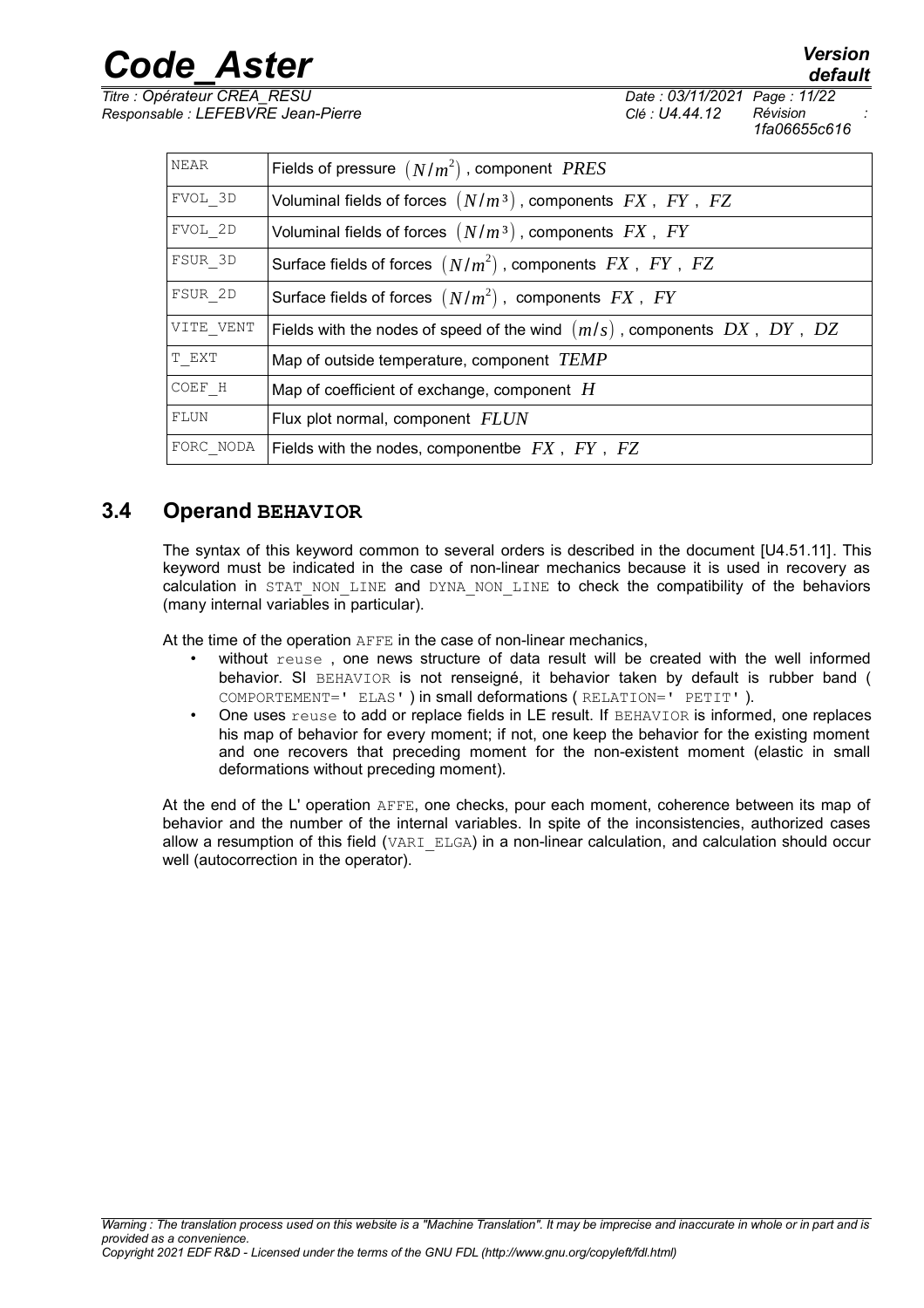| NEAR | Fields of pressure $(N/m^2)$ , component $PRES$ |
|---|---|
| FVOL_3D | Voluminal fields of forces $(N/m^3)$ , components $FX$ , $FY$ , $FZ$ |
| FVOL_2D | Voluminal fields of forces $(N/m^3)$ , components $FX$ , $FY$ |
| FSUR_3D | Surface fields of forces $(N/m^2)$ , components $FX$ , $FY$ , $FZ$ |
| FSUR_2D | Surface fields of forces $(N/m^2)$ , components $FX$ , $FY$ |
| VITE_VENT | Fields with the nodes of speed of the wind $(m/s)$ , components $DX$ , $DY$ , $DZ$ |
| T_EXT | Map of outside temperature, component $TEMP$ |
| COEF_H | Map of coefficient of exchange, component $H$ |
| FLUN | Flux plot normal, component $FLUN$ |
| FORC_NODA | Fields with the nodes, componentbe $FX$ , $FY$ , $FZ$ |

## 3.4 Operand BEHAVIOR

The syntax of this keyword common to several orders is described in the document [U4.51.11]. This keyword must be indicated in the case of non-linear mechanics because it is used in recovery as calculation in STAT_NON_LINE and DYNA_NON_LINE to check the compatibility of the behaviors (many internal variables in particular).

At the time of the operation AFFE in the case of non-linear mechanics,

- without reuse , one news structure of data result will be created with the well informed behavior. SI BEHAVIOR is not renseigné, it behavior taken by default is rubber band ( COMPORTEMENT=' ELAS' ) in small deformations ( RELATION=' PETIT' ).
- One uses reuse to add or replace fields in LE result. If BEHAVIOR is informed, one replaces his map of behavior for every moment; if not, one keep the behavior for the existing moment and one recovers that preceding moment for the non-existent moment (elastic in small deformations without preceding moment).

At the end of the L' operation AFFE, one checks, pour each moment, coherence between its map of behavior and the number of the internal variables. In spite of the inconsistencies, authorized cases allow a resumption of this field (VARI_ELGA) in a non-linear calculation, and calculation should occur well (autocorrection in the operator).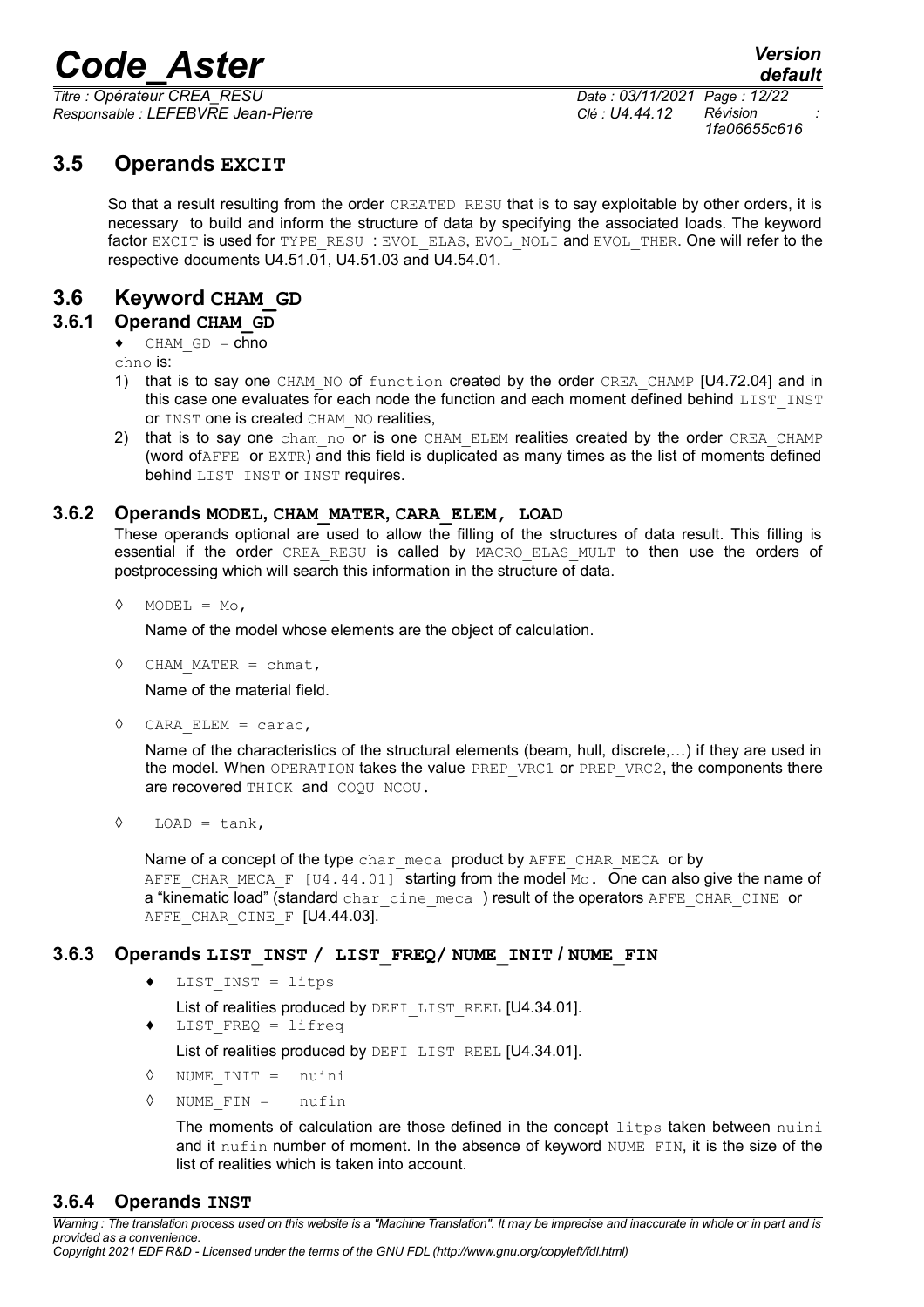## 3.5 Operands **EXCIT**

So that a result resulting from the order CREATED_RESU that is to say exploitable by other orders, it is necessary to build and inform the structure of data by specifying the associated loads. The keyword factor EXCIT is used for TYPE_RESU : EVOL_ELAS, EVOL_NOLI and EVOL_THER. One will refer to the respective documents U4.51.01, U4.51.03 and U4.54.01.

## 3.6 Keyword **CHAM_GD**

### 3.6.1 Operand **CHAM_GD**

♦ CHAM_GD = chno

chno is:

1) that is to say one CHAM_NO of function created by the order CREA_CHAMP [U4.72.04] and in this case one evaluates for each node the function and each moment defined behind LIST_INST or INST one is created CHAM_NO realities,
2) that is to say one cham_no or is one CHAM_ELEM realities created by the order CREA_CHAMP (word ofAFFE or EXTR) and this field is duplicated as many times as the list of moments defined behind LIST_INST or INST requires.

### 3.6.2 Operands **MODEL, CHAM_MATER, CARA_ELEM, LOAD**

These operands optional are used to allow the filling of the structures of data result. This filling is essential if the order CREA_RESU is called by MACRO_ELAS_MULT to then use the orders of postprocessing which will search this information in the structure of data.

◊ MODEL = Mo,

Name of the model whose elements are the object of calculation.

◊ CHAM_MATER = chmat,

Name of the material field.

◊ CARA_ELEM = carac,

Name of the characteristics of the structural elements (beam, hull, discrete,…) if they are used in the model. When OPERATION takes the value PREP_VRC1 or PREP_VRC2, the components there are recovered THICK and COQU_NCOU.

◊ LOAD = tank,

Name of a concept of the type char_meca product by AFFE_CHAR_MECA or by AFFE_CHAR_MECA_F [U4.44.01] starting from the model Mo. One can also give the name of a "kinematic load" (standard char_cine_meca ) result of the operators AFFE_CHAR_CINE or AFFE_CHAR_CINE_F [U4.44.03].

### 3.6.3 Operands **LIST_INST / LIST_FREQ/ NUME_INIT / NUME_FIN**

♦ LIST_INST = litps

List of realities produced by DEFI_LIST_REEL [U4.34.01].

♦ LIST_FREQ = lifreq

List of realities produced by DEFI_LIST_REEL [U4.34.01].

◊ NUME_INIT = nuini

◊ NUME_FIN = nufin

The moments of calculation are those defined in the concept litps taken between nuini and it nufin number of moment. In the absence of keyword NUME_FIN, it is the size of the list of realities which is taken into account.

### 3.6.4 Operands **INST**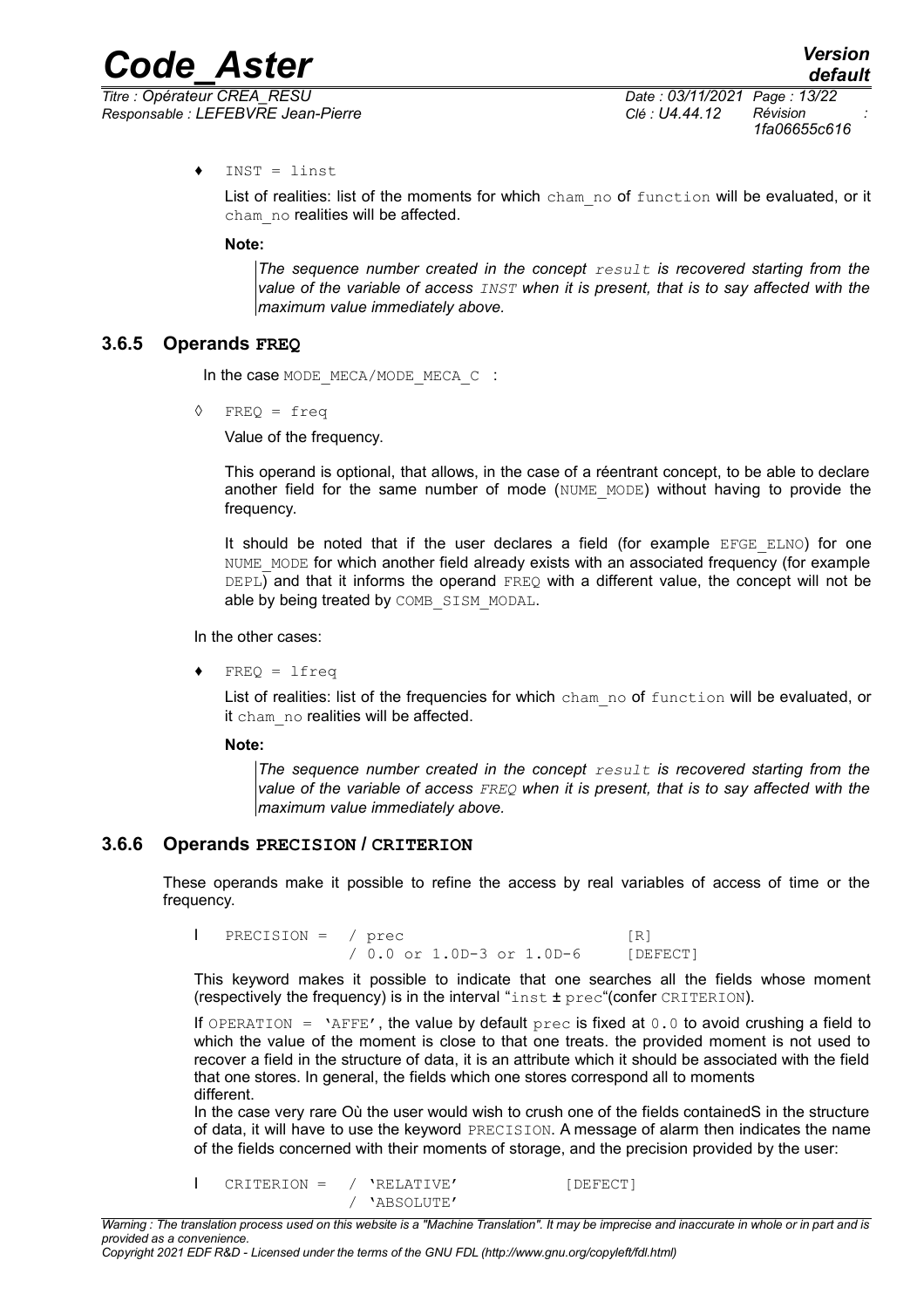♦ `INST = linst`

List of realities: list of the moments for which cham_no of function will be evaluated, or it cham_no realities will be affected.

**Note:**

> *The sequence number created in the concept result is recovered starting from the value of the variable of access INST when it is present, that is to say affected with the maximum value immediately above.*

### 3.6.5 Operands FREQ

In the case MODE_MECA/MODE_MECA_C :

◊ `FREQ = freq`

Value of the frequency.

This operand is optional, that allows, in the case of a réentrant concept, to be able to declare another field for the same number of mode (NUME_MODE) without having to provide the frequency.

It should be noted that if the user declares a field (for example EFGE_ELNO) for one NUME_MODE for which another field already exists with an associated frequency (for example DEPL) and that it informs the operand FREQ with a different value, the concept will not be able by being treated by COMB_SISM_MODAL.

In the other cases:

♦ `FREQ = lfreq`

List of realities: list of the frequencies for which cham_no of function will be evaluated, or it cham_no realities will be affected.

**Note:**

> *The sequence number created in the concept result is recovered starting from the value of the variable of access FREQ when it is present, that is to say affected with the maximum value immediately above.*

### 3.6.6 Operands PRECISION / CRITERION

These operands make it possible to refine the access by real variables of access of time or the frequency.

```
| PRECISION =  / prec                        [R]
               / 0.0 or 1.0D-3 or 1.0D-6     [DEFECT]
```

This keyword makes it possible to indicate that one searches all the fields whose moment (respectively the frequency) is in the interval "inst ± prec"(confer CRITERION).

If OPERATION = 'AFFE', the value by default prec is fixed at 0.0 to avoid crushing a field to which the value of the moment is close to that one treats. the provided moment is not used to recover a field in the structure of data, it is an attribute which it should be associated with the field that one stores. In general, the fields which one stores correspond all to moments different.
In the case very rare Où the user would wish to crush one of the fields containedS in the structure of data, it will have to use the keyword PRECISION. A message of alarm then indicates the name of the fields concerned with their moments of storage, and the precision provided by the user:

```
| CRITERION =  / 'RELATIVE'            [DEFECT]
               / 'ABSOLUTE'
```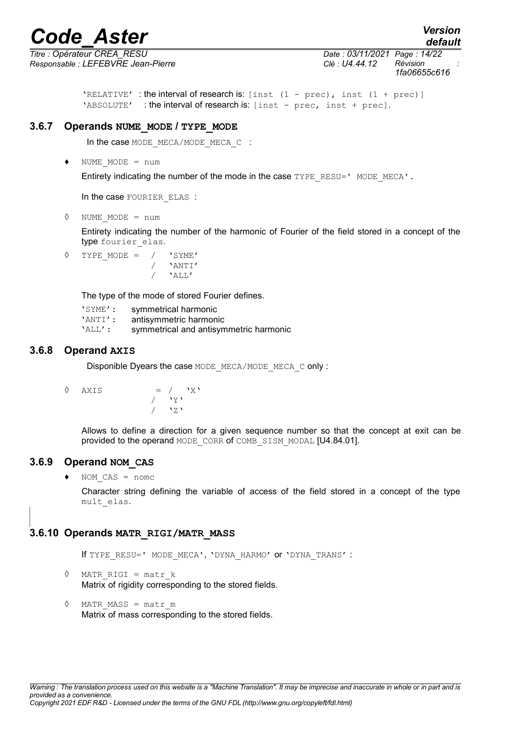'RELATIVE' : the interval of research is: [inst (1 - prec), inst (1 + prec)]
'ABSOLUTE' : the interval of research is: [inst - prec, inst + prec].

### 3.6.7 Operands NUME_MODE / TYPE_MODE

In the case MODE_MECA/MODE_MECA_C :

♦ NUME_MODE = num

Entirety indicating the number of the mode in the case TYPE_RESU=' MODE_MECA'.

In the case FOURIER_ELAS :

◊ NUME_MODE = num

Entirety indicating the number of the harmonic of Fourier of the field stored in a concept of the type fourier_elas.

```
◊  TYPE_MODE =  /  'SYME'
                /  'ANTI'
                /  'ALL'
```

The type of the mode of stored Fourier defines.

- 'SYME': symmetrical harmonic
- 'ANTI': antisymmetric harmonic
- 'ALL': symmetrical and antisymmetric harmonic

### 3.6.8 Operand AXIS

Disponible Dyears the case MODE_MECA/MODE_MECA_C only :

```
◊  AXIS        =  /  'X'
                  /  'Y'
                  /  'Z'
```

Allows to define a direction for a given sequence number so that the concept at exit can be provided to the operand MODE_CORR of COMB_SISM_MODAL [U4.84.01].

### 3.6.9 Operand NOM_CAS

♦ NOM_CAS = nomc

Character string defining the variable of access of the field stored in a concept of the type mult_elas.

### 3.6.10 Operands MATR_RIGI/MATR_MASS

If TYPE_RESU=' MODE_MECA', 'DYNA_HARMO' or 'DYNA_TRANS' :

◊ MATR_RIGI = matr_k
Matrix of rigidity corresponding to the stored fields.

◊ MATR_MASS = matr_m
Matrix of mass corresponding to the stored fields.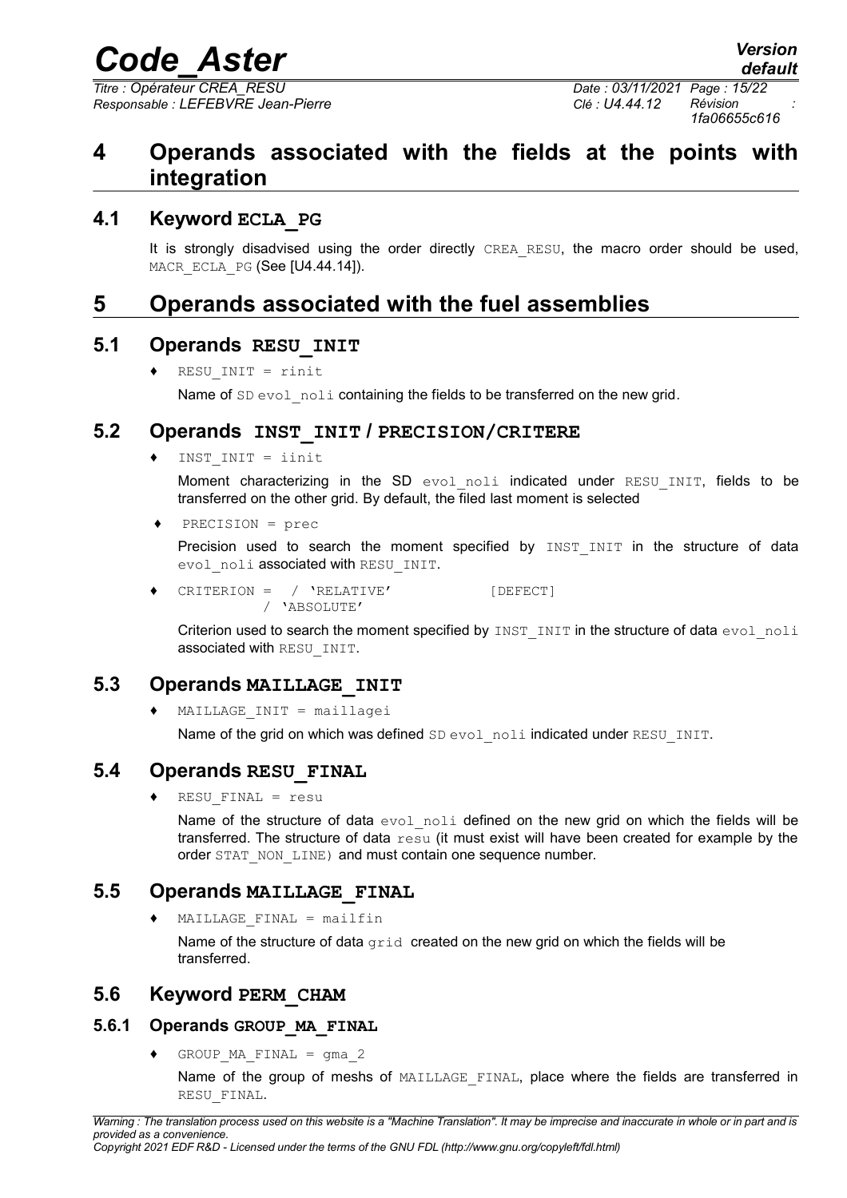# 4 Operands associated with the fields at the points with integration

## 4.1 Keyword ECLA_PG

It is strongly disadvised using the order directly CREA_RESU, the macro order should be used, MACR_ECLA_PG (See [U4.44.14]).

# 5 Operands associated with the fuel assemblies

## 5.1 Operands RESU_INIT

♦ RESU_INIT = rinit

Name of SD evol_noli containing the fields to be transferred on the new grid.

## 5.2 Operands INST_INIT / PRECISION/CRITERE

♦ INST_INIT = iinit

Moment characterizing in the SD evol_noli indicated under RESU_INIT, fields to be transferred on the other grid. By default, the filed last moment is selected

♦ PRECISION = prec

Precision used to search the moment specified by INST_INIT in the structure of data evol_noli associated with RESU_INIT.

```
♦ CRITERION =  / 'RELATIVE'            [DEFECT]
               / 'ABSOLUTE'
```

Criterion used to search the moment specified by INST_INIT in the structure of data evol_noli associated with RESU_INIT.

## 5.3 Operands MAILLAGE_INIT

♦ MAILLAGE_INIT = maillagei

Name of the grid on which was defined SD evol_noli indicated under RESU_INIT.

## 5.4 Operands RESU_FINAL

♦ RESU_FINAL = resu

Name of the structure of data evol_noli defined on the new grid on which the fields will be transferred. The structure of data resu (it must exist will have been created for example by the order STAT_NON_LINE) and must contain one sequence number.

## 5.5 Operands MAILLAGE_FINAL

♦ MAILLAGE_FINAL = mailfin

Name of the structure of data grid created on the new grid on which the fields will be transferred.

## 5.6 Keyword PERM_CHAM

### 5.6.1 Operands GROUP_MA_FINAL

♦ GROUP_MA_FINAL = gma_2

Name of the group of meshs of MAILLAGE_FINAL, place where the fields are transferred in RESU_FINAL.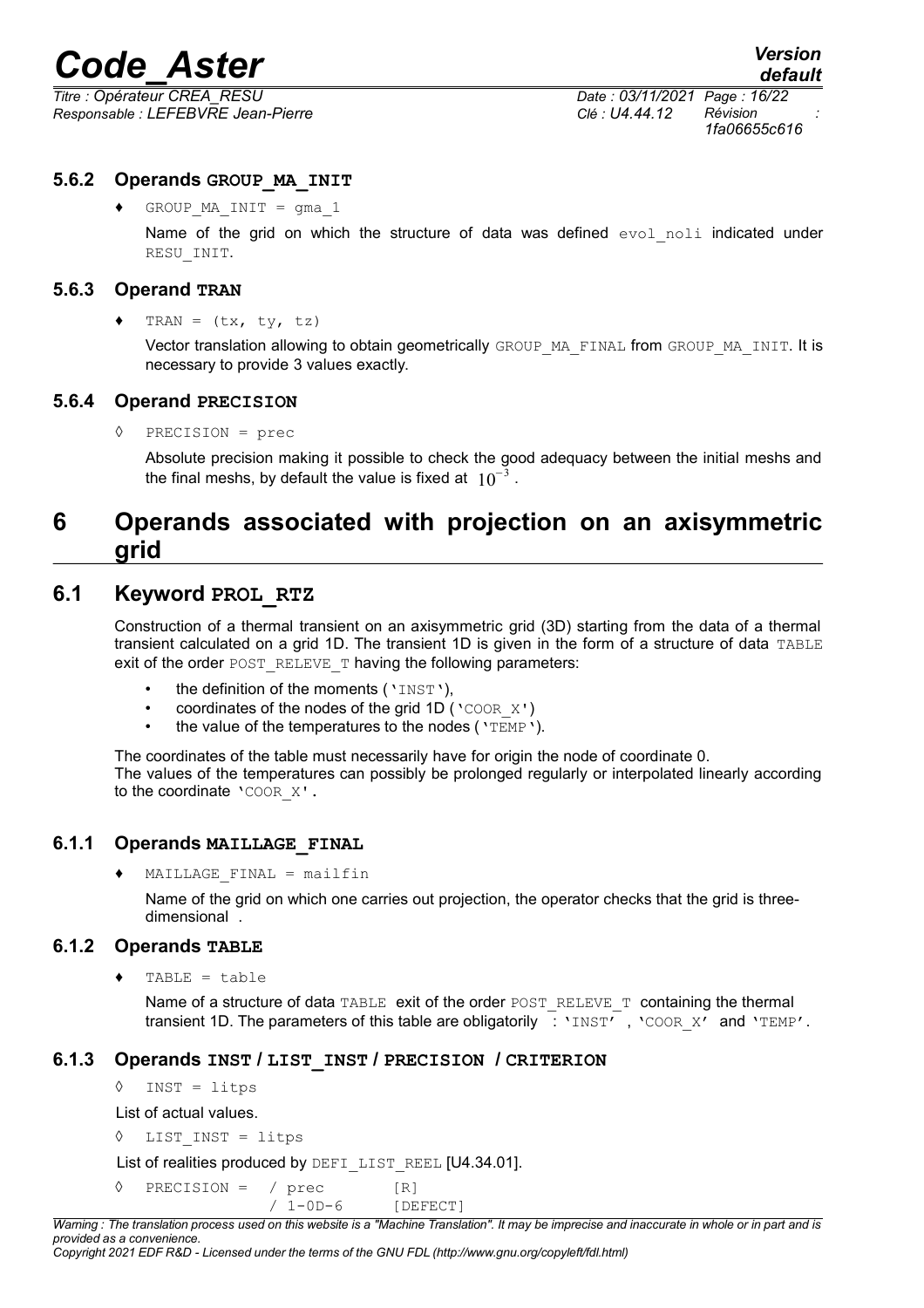#### 5.6.2 Operands GROUP_MA_INIT

♦ `GROUP_MA_INIT = gma_1`

Name of the grid on which the structure of data was defined `evol_noli` indicated under `RESU_INIT`.

#### 5.6.3 Operand TRAN

♦ `TRAN = (tx, ty, tz)`

Vector translation allowing to obtain geometrically `GROUP_MA_FINAL` from `GROUP_MA_INIT`. It is necessary to provide 3 values exactly.

#### 5.6.4 Operand PRECISION

◊ `PRECISION = prec`

Absolute precision making it possible to check the good adequacy between the initial meshs and the final meshs, by default the value is fixed at $10^{-3}$.

# 6 Operands associated with projection on an axisymmetric grid

## 6.1 Keyword PROL_RTZ

Construction of a thermal transient on an axisymmetric grid (3D) starting from the data of a thermal transient calculated on a grid 1D. The transient 1D is given in the form of a structure of data `TABLE` exit of the order `POST_RELEVE_T` having the following parameters:

- the definition of the moments (`'INST'`),
- coordinates of the nodes of the grid 1D (`'COOR_X'`)
- the value of the temperatures to the nodes (`'TEMP'`).

The coordinates of the table must necessarily have for origin the node of coordinate 0.
The values of the temperatures can possibly be prolonged regularly or interpolated linearly according to the coordinate `'COOR_X'`.

### 6.1.1 Operands MAILLAGE_FINAL

♦ `MAILLAGE_FINAL = mailfin`

Name of the grid on which one carries out projection, the operator checks that the grid is three-dimensional .

### 6.1.2 Operands TABLE

♦ `TABLE = table`

Name of a structure of data `TABLE` exit of the order `POST_RELEVE_T` containing the thermal transient 1D. The parameters of this table are obligatorily : `'INST'`, `'COOR_X'` and `'TEMP'`.

### 6.1.3 Operands INST / LIST_INST / PRECISION / CRITERION

◊ `INST = litps`

List of actual values.

◊ `LIST_INST = litps`

List of realities produced by `DEFI_LIST_REEL` [U4.34.01].

```
◊ PRECISION = / prec        [R]
              / 1-0D-6      [DEFECT]
```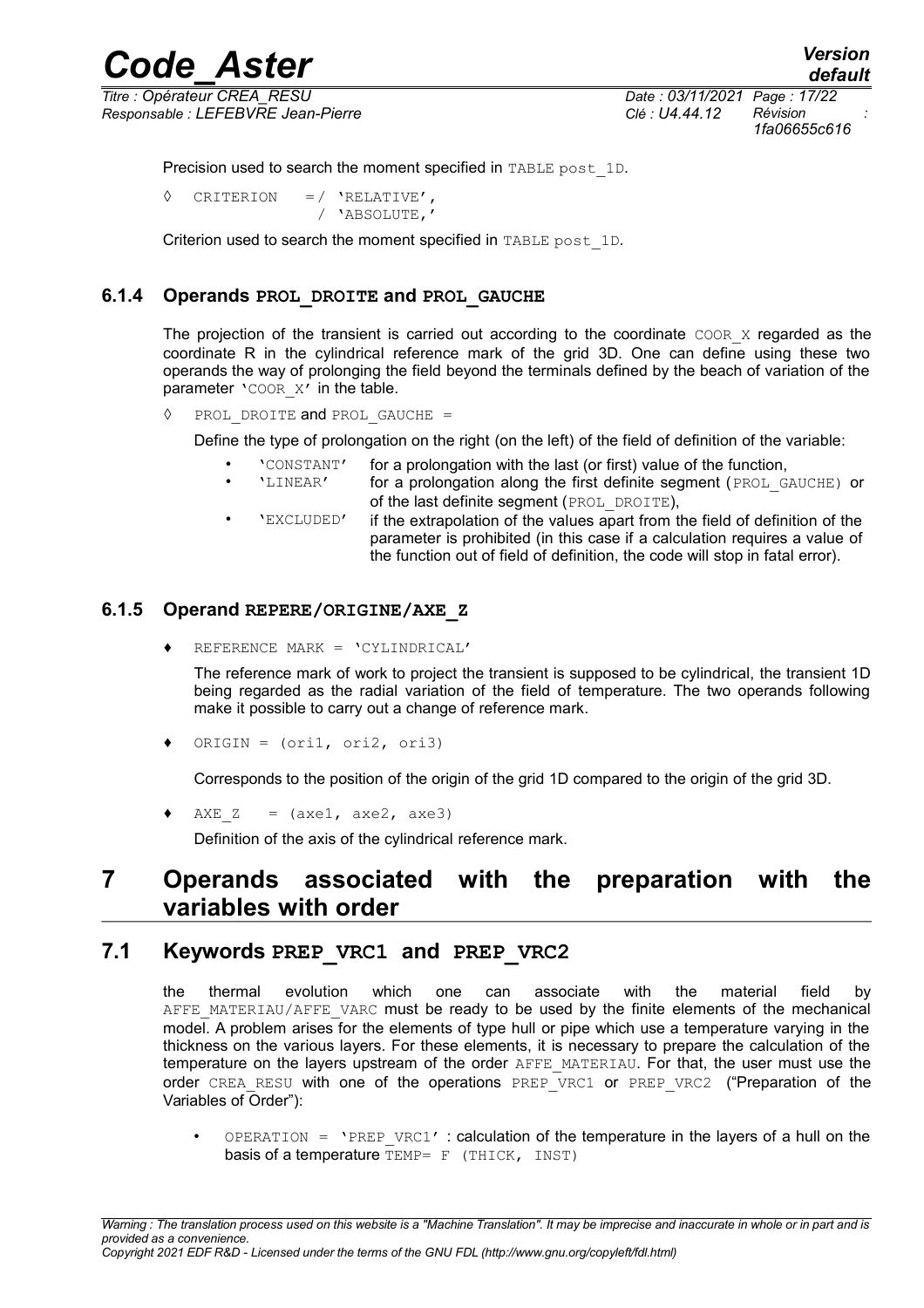Precision used to search the moment specified in `TABLE post_1D`.

```
◊  CRITERION   =/ 'RELATIVE',
               / 'ABSOLUTE,'
```

Criterion used to search the moment specified in `TABLE post_1D`.

### 6.1.4 Operands PROL_DROITE and PROL_GAUCHE

The projection of the transient is carried out according to the coordinate `COOR_X` regarded as the coordinate R in the cylindrical reference mark of the grid 3D. One can define using these two operands the way of prolonging the field beyond the terminals defined by the beach of variation of the parameter `'COOR_X'` in the table.

◊ `PROL_DROITE` and `PROL_GAUCHE =`

Define the type of prolongation on the right (on the left) of the field of definition of the variable:

- `'CONSTANT'` for a prolongation with the last (or first) value of the function,
- `'LINEAR'` for a prolongation along the first definite segment (`PROL_GAUCHE)` or of the last definite segment (`PROL_DROITE`),
- `'EXCLUDED'` if the extrapolation of the values apart from the field of definition of the parameter is prohibited (in this case if a calculation requires a value of the function out of field of definition, the code will stop in fatal error).

### 6.1.5 Operand REPERE/ORIGINE/AXE_Z

♦ `REFERENCE MARK = 'CYLINDRICAL'`

The reference mark of work to project the transient is supposed to be cylindrical, the transient 1D being regarded as the radial variation of the field of temperature. The two operands following make it possible to carry out a change of reference mark.

♦ `ORIGIN = (ori1, ori2, ori3)`

Corresponds to the position of the origin of the grid 1D compared to the origin of the grid 3D.

♦ `AXE_Z   = (axe1, axe2, axe3)`

Definition of the axis of the cylindrical reference mark.

# 7 Operands associated with the preparation with the variables with order

## 7.1 Keywords PREP_VRC1 and PREP_VRC2

the thermal evolution which one can associate with the material field by `AFFE_MATERIAU/AFFE_VARC` must be ready to be used by the finite elements of the mechanical model. A problem arises for the elements of type hull or pipe which use a temperature varying in the thickness on the various layers. For these elements, it is necessary to prepare the calculation of the temperature on the layers upstream of the order `AFFE_MATERIAU`. For that, the user must use the order `CREA_RESU` with one of the operations `PREP_VRC1` or `PREP_VRC2` ("Preparation of the Variables of Order"):

- `OPERATION = 'PREP_VRC1'` : calculation of the temperature in the layers of a hull on the basis of a temperature `TEMP= F (THICK, INST)`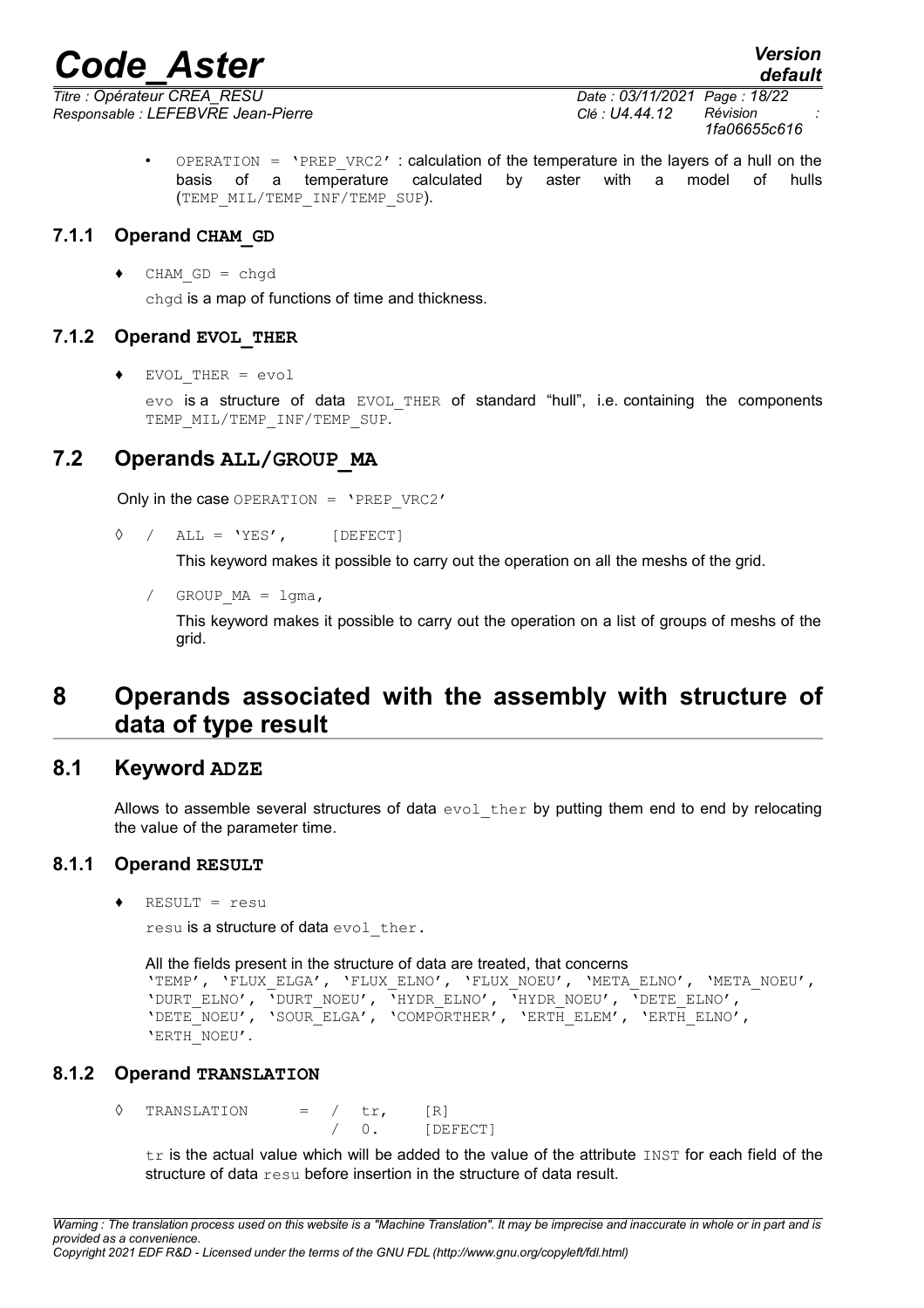- OPERATION = 'PREP_VRC2' : calculation of the temperature in the layers of a hull on the basis of a temperature calculated by aster with a model of hulls (TEMP_MIL/TEMP_INF/TEMP_SUP).

### 7.1.1 Operand CHAM_GD

♦ CHAM_GD = chgd

chgd is a map of functions of time and thickness.

### 7.1.2 Operand EVOL_THER

♦ EVOL_THER = evol

evo is a structure of data EVOL_THER of standard "hull", i.e. containing the components TEMP_MIL/TEMP_INF/TEMP_SUP.

## 7.2 Operands ALL/GROUP_MA

Only in the case OPERATION = 'PREP_VRC2'

◊ / ALL = 'YES', [DEFECT]

This keyword makes it possible to carry out the operation on all the meshs of the grid.

/ GROUP_MA = lgma,

This keyword makes it possible to carry out the operation on a list of groups of meshs of the grid.

# 8 Operands associated with the assembly with structure of data of type result

## 8.1 Keyword ADZE

Allows to assemble several structures of data evol_ther by putting them end to end by relocating the value of the parameter time.

### 8.1.1 Operand RESULT

♦ RESULT = resu

resu is a structure of data evol_ther.

All the fields present in the structure of data are treated, that concerns 'TEMP', 'FLUX_ELGA', 'FLUX_ELNO', 'FLUX_NOEU', 'META_ELNO', 'META_NOEU', 'DURT_ELNO', 'DURT_NOEU', 'HYDR_ELNO', 'HYDR_NOEU', 'DETE_ELNO', 'DETE_NOEU', 'SOUR_ELGA', 'COMPORTHER', 'ERTH_ELEM', 'ERTH_ELNO', 'ERTH_NOEU'.

### 8.1.2 Operand TRANSLATION

```
◊ TRANSLATION    =  /  tr,    [R]
                    /  0.     [DEFECT]
```

tr is the actual value which will be added to the value of the attribute INST for each field of the structure of data resu before insertion in the structure of data result.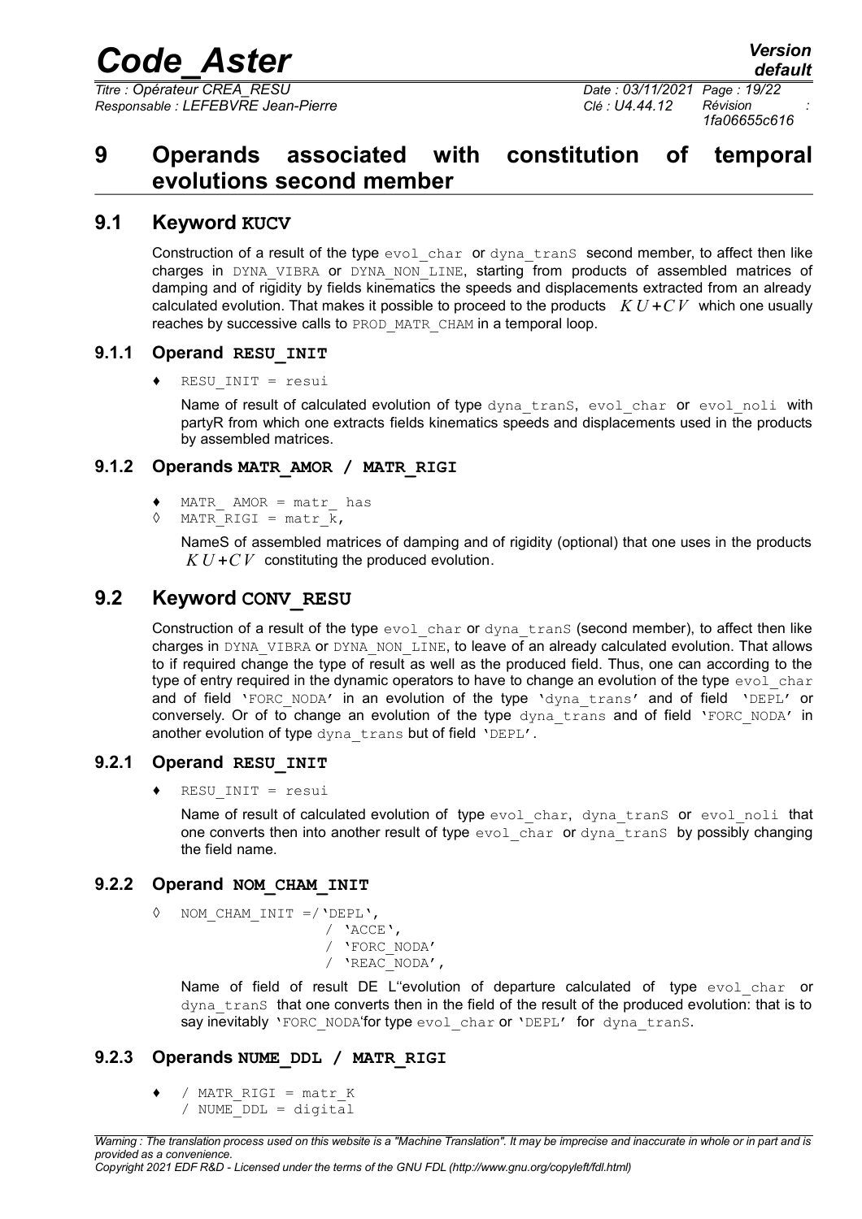# 9 Operands associated with constitution of temporal evolutions second member

## 9.1 Keyword KUCV

Construction of a result of the type `evol_char` or `dyna_tranS` second member, to affect then like charges in `DYNA_VIBRA` or `DYNA_NON_LINE`, starting from products of assembled matrices of damping and of rigidity by fields kinematics the speeds and displacements extracted from an already calculated evolution. That makes it possible to proceed to the products $KU + CV$ which one usually reaches by successive calls to `PROD_MATR_CHAM` in a temporal loop.

### 9.1.1 Operand RESU_INIT

♦ `RESU_INIT = resui`

Name of result of calculated evolution of type `dyna_tranS`, `evol_char` or `evol_noli` with partyR from which one extracts fields kinematics speeds and displacements used in the products by assembled matrices.

### 9.1.2 Operands MATR_AMOR / MATR_RIGI

♦ `MATR_ AMOR = matr_ has`
◊ `MATR_RIGI = matr_k,`

NameS of assembled matrices of damping and of rigidity (optional) that one uses in the products $KU + CV$ constituting the produced evolution.

## 9.2 Keyword CONV_RESU

Construction of a result of the type `evol_char` or `dyna_tranS` (second member), to affect then like charges in `DYNA_VIBRA` or `DYNA_NON_LINE`, to leave of an already calculated evolution. That allows to if required change the type of result as well as the produced field. Thus, one can according to the type of entry required in the dynamic operators to have to change an evolution of the type `evol_char` and of field `'FORC_NODA'` in an evolution of the type `'dyna_trans'` and of field `'DEPL'` or conversely. Or of to change an evolution of the type `dyna_trans` and of field `'FORC_NODA'` in another evolution of type `dyna_trans` but of field `'DEPL'`.

### 9.2.1 Operand RESU_INIT

♦ `RESU_INIT = resui`

Name of result of calculated evolution of type `evol_char`, `dyna_tranS` or `evol_noli` that one converts then into another result of type `evol_char` or `dyna_tranS` by possibly changing the field name.

### 9.2.2 Operand NOM_CHAM_INIT

```
◊ NOM_CHAM_INIT =/'DEPL',
                 / 'ACCE',
                 / 'FORC_NODA'
                 / 'REAC_NODA',
```

Name of field of result DE L"evolution of departure calculated of type `evol_char` or `dyna_tranS` that one converts then in the field of the result of the produced evolution: that is to say inevitably `'FORC_NODA'`for type `evol_char` or `'DEPL'` for `dyna_tranS`.

### 9.2.3 Operands NUME_DDL / MATR_RIGI

```
♦ / MATR_RIGI = matr_K
  / NUME_DDL = digital
```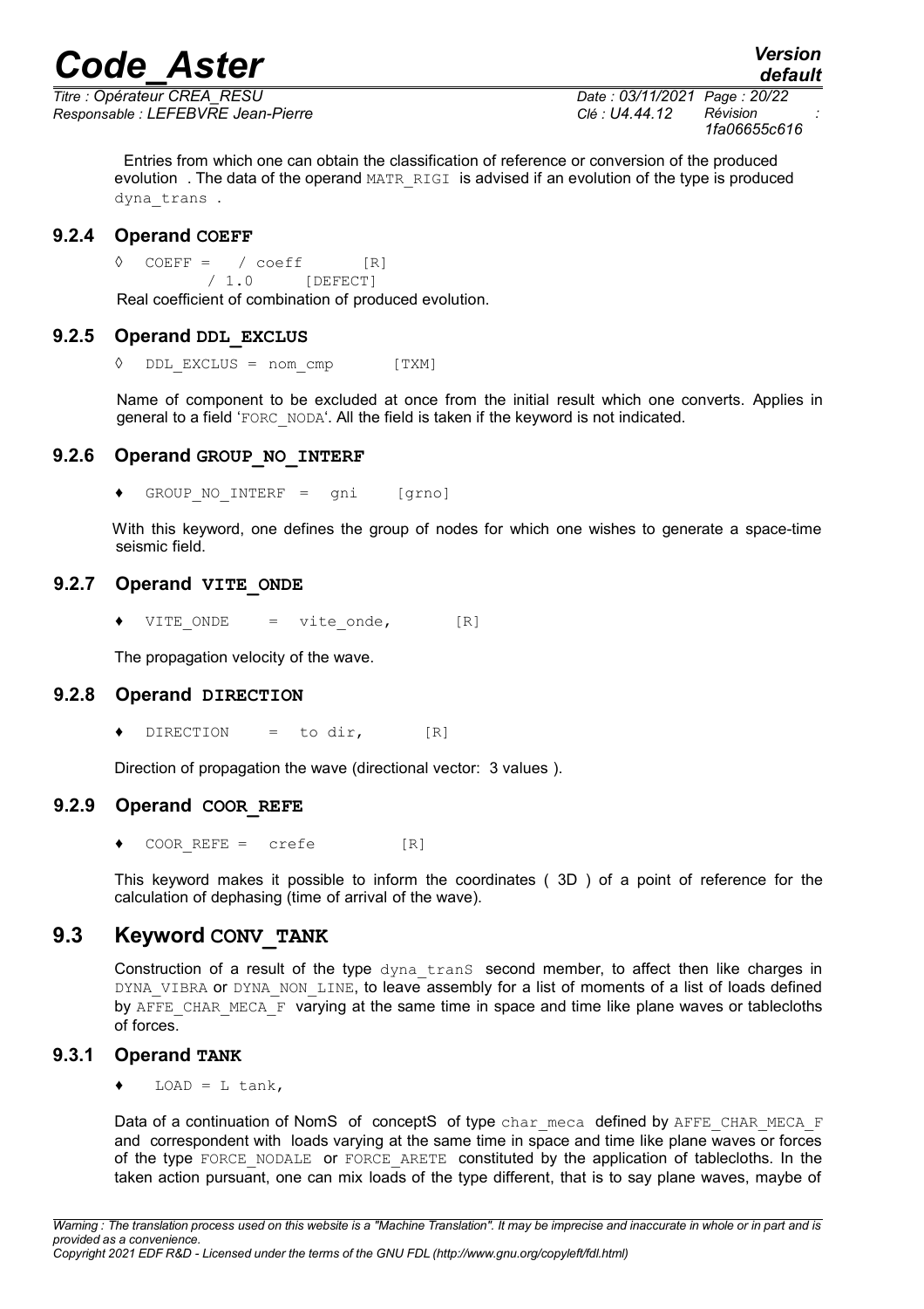Entries from which one can obtain the classification of reference or conversion of the produced evolution . The data of the operand MATR_RIGI is advised if an evolution of the type is produced dyna_trans .

### 9.2.4 Operand COEFF

```
◊  COEFF =   / coeff       [R]
             / 1.0      [DEFECT]
```

Real coefficient of combination of produced evolution.

### 9.2.5 Operand DDL_EXCLUS

```
◊  DDL_EXCLUS = nom_cmp       [TXM]
```

Name of component to be excluded at once from the initial result which one converts. Applies in general to a field 'FORC_NODA'. All the field is taken if the keyword is not indicated.

### 9.2.6 Operand GROUP_NO_INTERF

```
♦  GROUP_NO_INTERF =  gni     [grno]
```

With this keyword, one defines the group of nodes for which one wishes to generate a space-time seismic field.

### 9.2.7 Operand VITE_ONDE

```
♦  VITE_ONDE    =  vite_onde,       [R]
```

The propagation velocity of the wave.

### 9.2.8 Operand DIRECTION

```
♦  DIRECTION    =  to dir,       [R]
```

Direction of propagation the wave (directional vector: 3 values ).

### 9.2.9 Operand COOR_REFE

```
♦  COOR_REFE =  crefe         [R]
```

This keyword makes it possible to inform the coordinates ( 3D ) of a point of reference for the calculation of dephasing (time of arrival of the wave).

## 9.3 Keyword CONV_TANK

Construction of a result of the type dyna_tranS second member, to affect then like charges in DYNA_VIBRA or DYNA_NON_LINE, to leave assembly for a list of moments of a list of loads defined by AFFE_CHAR_MECA_F varying at the same time in space and time like plane waves or tablecloths of forces.

### 9.3.1 Operand TANK

```
♦   LOAD = L tank,
```

Data of a continuation of NomS of conceptS of type char_meca defined by AFFE_CHAR_MECA_F and correspondent with loads varying at the same time in space and time like plane waves or forces of the type FORCE_NODALE or FORCE_ARETE constituted by the application of tablecloths. In the taken action pursuant, one can mix loads of the type different, that is to say plane waves, maybe of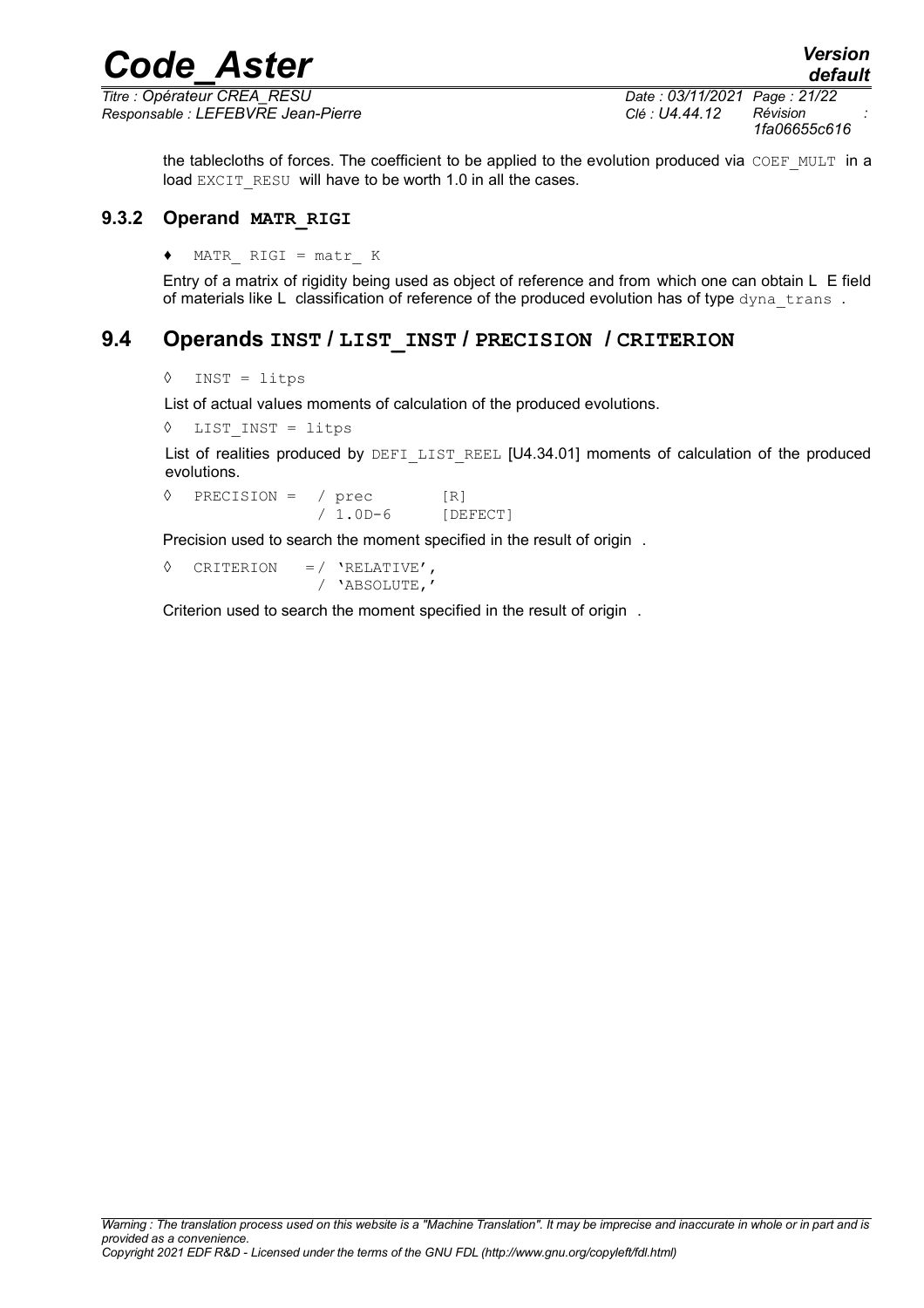the tablecloths of forces. The coefficient to be applied to the evolution produced via COEF_MULT in a load EXCIT_RESU will have to be worth 1.0 in all the cases.

### 9.3.2 Operand MATR_RIGI

♦ MATR_ RIGI = matr_ K

Entry of a matrix of rigidity being used as object of reference and from which one can obtain L E field of materials like L classification of reference of the produced evolution has of type dyna_trans .

## 9.4 Operands INST / LIST_INST / PRECISION / CRITERION

◊ INST = litps

List of actual values moments of calculation of the produced evolutions.

◊ LIST_INST = litps

List of realities produced by DEFI_LIST_REEL [U4.34.01] moments of calculation of the produced evolutions.

```
◊  PRECISION =  / prec        [R]
                / 1.0D-6      [DEFECT]
```

Precision used to search the moment specified in the result of origin .

```
◊  CRITERION   =/ 'RELATIVE',
                / 'ABSOLUTE,'
```

Criterion used to search the moment specified in the result of origin .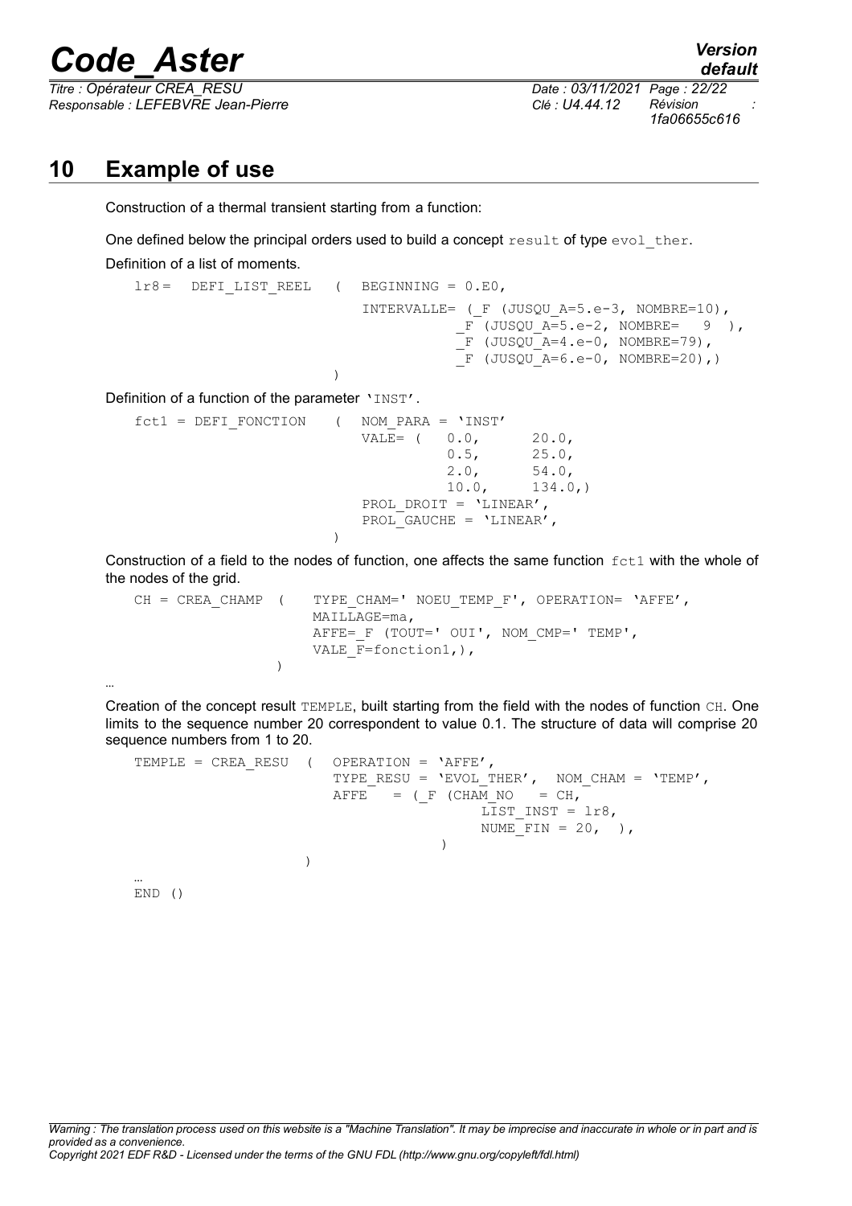# 10 Example of use

Construction of a thermal transient starting from a function:

One defined below the principal orders used to build a concept `result` of type `evol_ther`.

Definition of a list of moments.

```
lr8 =  DEFI_LIST_REEL  (  BEGINNING = 0.E0,
                          INTERVALLE= (_F (JUSQU_A=5.e-3, NOMBRE=10),
                                       _F (JUSQU_A=5.e-2, NOMBRE=  9  ),
                                       _F (JUSQU_A=4.e-0, NOMBRE=79),
                                       _F (JUSQU_A=6.e-0, NOMBRE=20),)
                       )
```

Definition of a function of the parameter `'INST'`.

```
fct1 = DEFI_FONCTION   (  NOM_PARA = 'INST'
                          VALE= (   0.0,      20.0,
                                    0.5,      25.0,
                                    2.0,      54.0,
                                    10.0,     134.0,)
                          PROL_DROIT = 'LINEAR',
                          PROL_GAUCHE = 'LINEAR',
                       )
```

Construction of a field to the nodes of function, one affects the same function `fct1` with the whole of the nodes of the grid.

```
CH = CREA_CHAMP (    TYPE_CHAM=' NOEU_TEMP_F', OPERATION= 'AFFE',
                    MAILLAGE=ma,
                    AFFE=_F (TOUT=' OUI', NOM_CMP=' TEMP',
                    VALE_F=fonction1,),
                )
```

…

Creation of the concept result `TEMPLE`, built starting from the field with the nodes of function `CH`. One limits to the sequence number 20 correspondent to value 0.1. The structure of data will comprise 20 sequence numbers from 1 to 20.

```
TEMPLE = CREA_RESU  (  OPERATION = 'AFFE',
                       TYPE_RESU = 'EVOL_THER',  NOM_CHAM = 'TEMP',
                       AFFE   = (_F (CHAM_NO   = CH,
                                     LIST_INST = lr8,
                                     NUME_FIN = 20,  ),
                                )
                    )
…
END ()
```